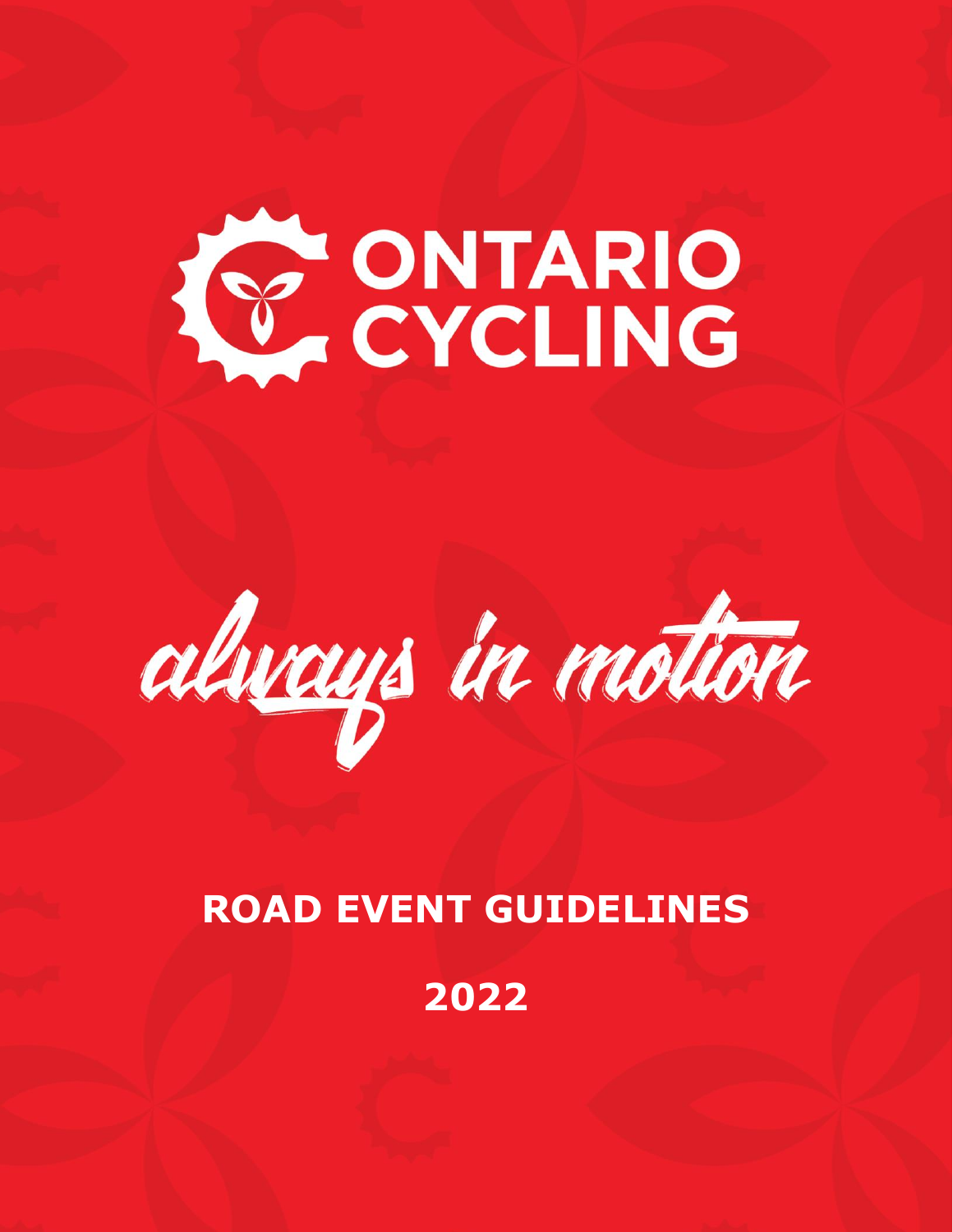# ONTARIO CYCLING

*always in motion*

## ROAD EVENT GUIDELINES

## 2022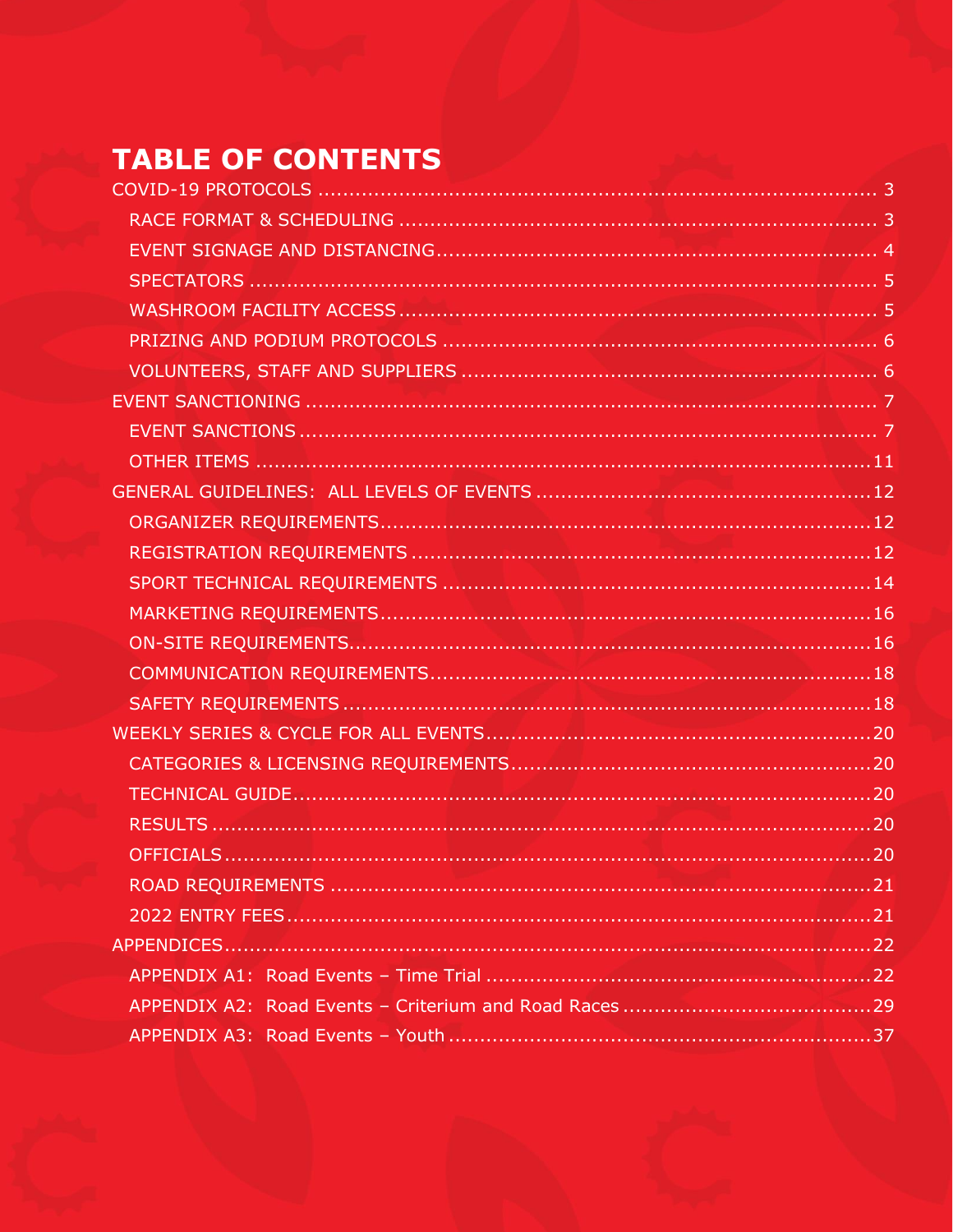# TABLE OF CONTENTS

COVID-19 PROTOCOLS ..... 3
- RACE FORMAT & SCHEDULING ..... 3
- EVENT SIGNAGE AND DISTANCING ..... 4
- SPECTATORS ..... 5
- WASHROOM FACILITY ACCESS ..... 5
- PRIZING AND PODIUM PROTOCOLS ..... 6
- VOLUNTEERS, STAFF AND SUPPLIERS ..... 6

EVENT SANCTIONING ..... 7
- EVENT SANCTIONS ..... 7
- OTHER ITEMS ..... 11

GENERAL GUIDELINES: ALL LEVELS OF EVENTS ..... 12
- ORGANIZER REQUIREMENTS ..... 12
- REGISTRATION REQUIREMENTS ..... 12
- SPORT TECHNICAL REQUIREMENTS ..... 14
- MARKETING REQUIREMENTS ..... 16
- ON-SITE REQUIREMENTS ..... 16
- COMMUNICATION REQUIREMENTS ..... 18
- SAFETY REQUIREMENTS ..... 18

WEEKLY SERIES & CYCLE FOR ALL EVENTS ..... 20
- CATEGORIES & LICENSING REQUIREMENTS ..... 20
- TECHNICAL GUIDE ..... 20
- RESULTS ..... 20
- OFFICIALS ..... 20
- ROAD REQUIREMENTS ..... 21
- 2022 ENTRY FEES ..... 21

APPENDICES ..... 22
- APPENDIX A1: Road Events – Time Trial ..... 22
- APPENDIX A2: Road Events – Criterium and Road Races ..... 29
- APPENDIX A3: Road Events – Youth ..... 37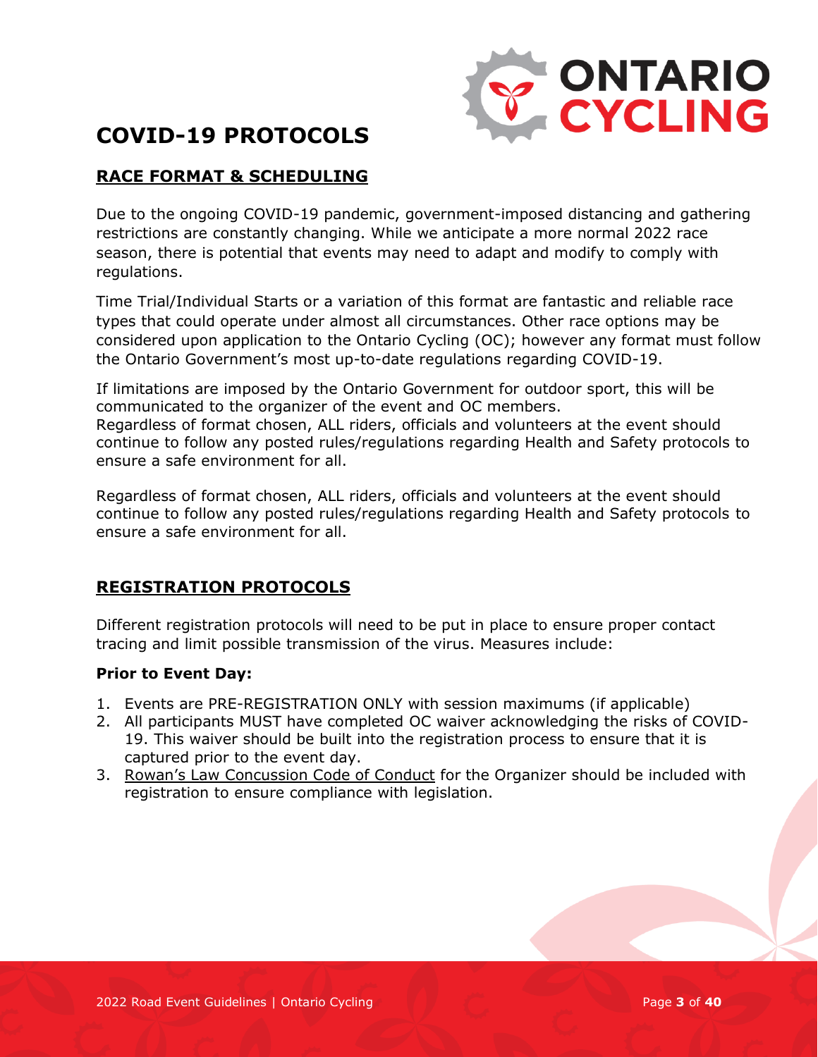# COVID-19 PROTOCOLS

## RACE FORMAT & SCHEDULING

Due to the ongoing COVID-19 pandemic, government-imposed distancing and gathering restrictions are constantly changing. While we anticipate a more normal 2022 race season, there is potential that events may need to adapt and modify to comply with regulations.

Time Trial/Individual Starts or a variation of this format are fantastic and reliable race types that could operate under almost all circumstances. Other race options may be considered upon application to the Ontario Cycling (OC); however any format must follow the Ontario Government's most up-to-date regulations regarding COVID-19.

If limitations are imposed by the Ontario Government for outdoor sport, this will be communicated to the organizer of the event and OC members.
Regardless of format chosen, ALL riders, officials and volunteers at the event should continue to follow any posted rules/regulations regarding Health and Safety protocols to ensure a safe environment for all.

Regardless of format chosen, ALL riders, officials and volunteers at the event should continue to follow any posted rules/regulations regarding Health and Safety protocols to ensure a safe environment for all.

## REGISTRATION PROTOCOLS

Different registration protocols will need to be put in place to ensure proper contact tracing and limit possible transmission of the virus. Measures include:

**Prior to Event Day:**

1. Events are PRE-REGISTRATION ONLY with session maximums (if applicable)
2. All participants MUST have completed OC waiver acknowledging the risks of COVID-19. This waiver should be built into the registration process to ensure that it is captured prior to the event day.
3. Rowan's Law Concussion Code of Conduct for the Organizer should be included with registration to ensure compliance with legislation.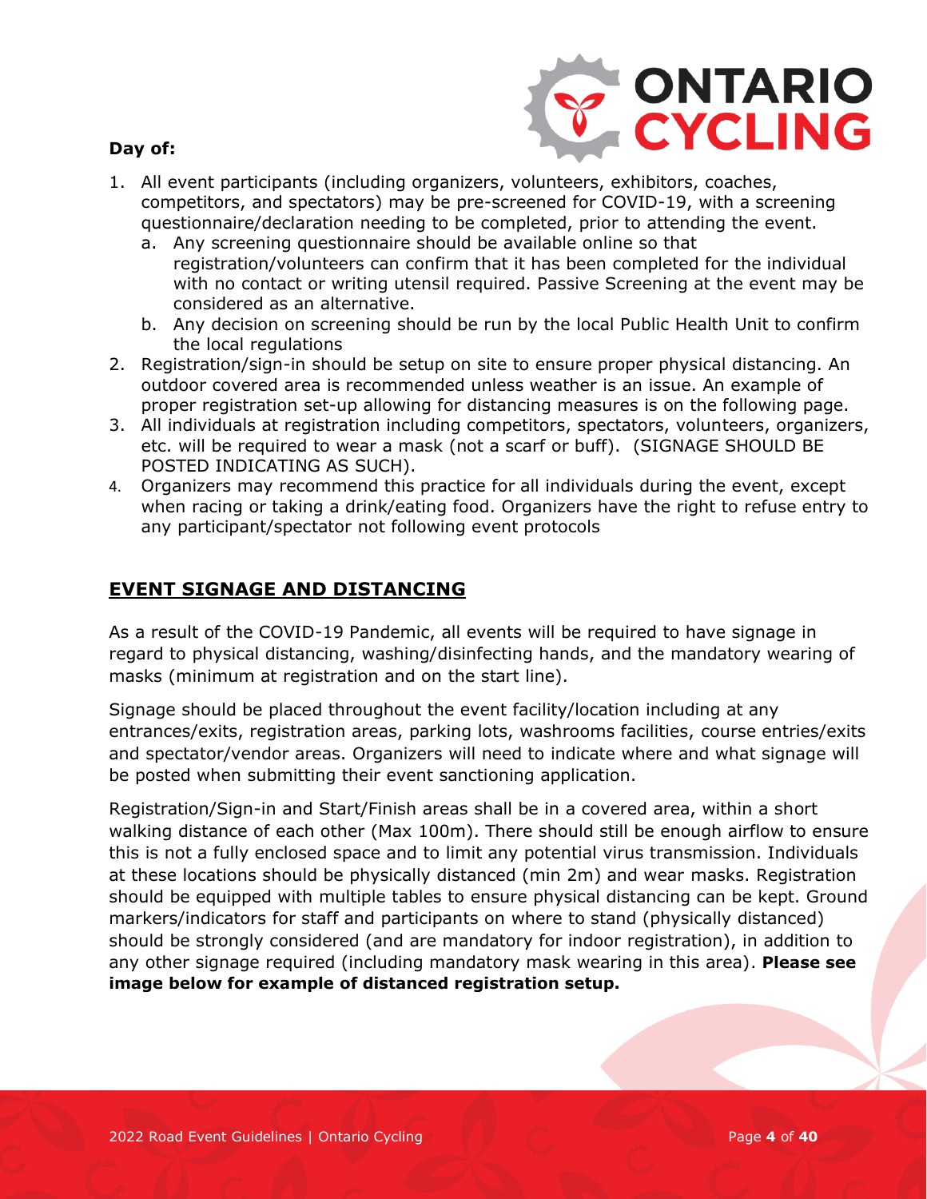**Day of:**

1. All event participants (including organizers, volunteers, exhibitors, coaches, competitors, and spectators) may be pre-screened for COVID-19, with a screening questionnaire/declaration needing to be completed, prior to attending the event.
   a. Any screening questionnaire should be available online so that registration/volunteers can confirm that it has been completed for the individual with no contact or writing utensil required. Passive Screening at the event may be considered as an alternative.
   b. Any decision on screening should be run by the local Public Health Unit to confirm the local regulations
2. Registration/sign-in should be setup on site to ensure proper physical distancing. An outdoor covered area is recommended unless weather is an issue. An example of proper registration set-up allowing for distancing measures is on the following page.
3. All individuals at registration including competitors, spectators, volunteers, organizers, etc. will be required to wear a mask (not a scarf or buff). (SIGNAGE SHOULD BE POSTED INDICATING AS SUCH).
4. Organizers may recommend this practice for all individuals during the event, except when racing or taking a drink/eating food. Organizers have the right to refuse entry to any participant/spectator not following event protocols

## EVENT SIGNAGE AND DISTANCING

As a result of the COVID-19 Pandemic, all events will be required to have signage in regard to physical distancing, washing/disinfecting hands, and the mandatory wearing of masks (minimum at registration and on the start line).

Signage should be placed throughout the event facility/location including at any entrances/exits, registration areas, parking lots, washrooms facilities, course entries/exits and spectator/vendor areas. Organizers will need to indicate where and what signage will be posted when submitting their event sanctioning application.

Registration/Sign-in and Start/Finish areas shall be in a covered area, within a short walking distance of each other (Max 100m). There should still be enough airflow to ensure this is not a fully enclosed space and to limit any potential virus transmission. Individuals at these locations should be physically distanced (min 2m) and wear masks. Registration should be equipped with multiple tables to ensure physical distancing can be kept. Ground markers/indicators for staff and participants on where to stand (physically distanced) should be strongly considered (and are mandatory for indoor registration), in addition to any other signage required (including mandatory mask wearing in this area). **Please see image below for example of distanced registration setup.**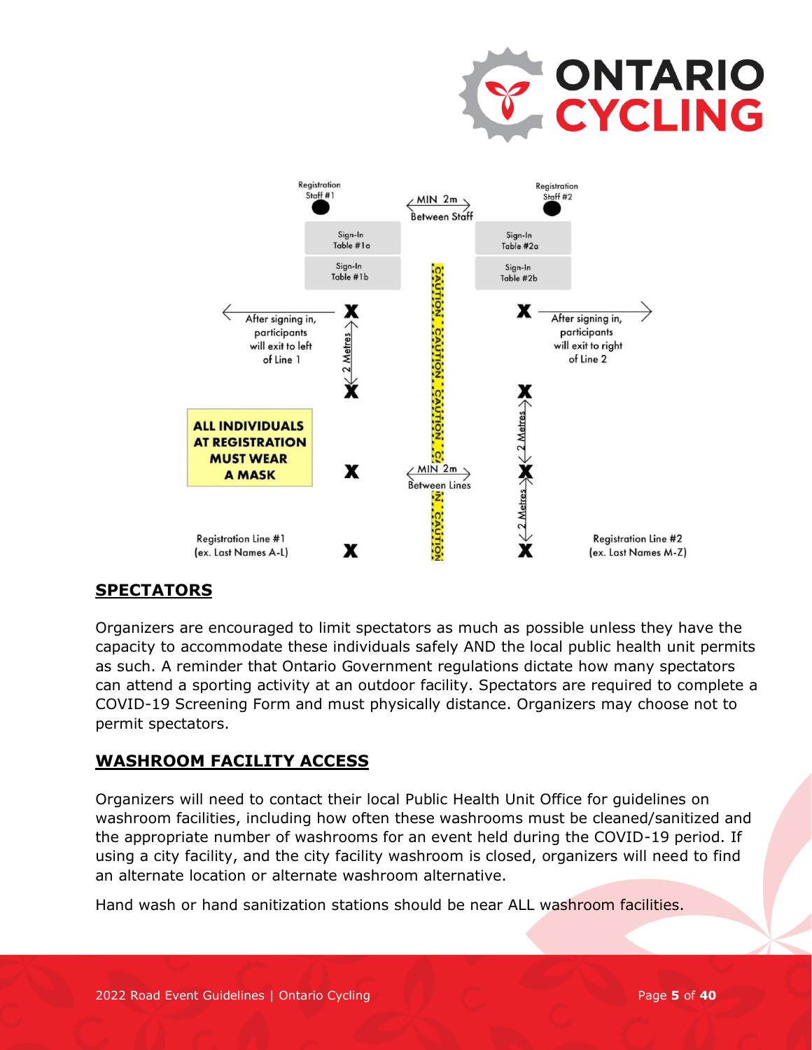Registration Staff #1

MIN 2m Between Staff

Registration Staff #2

Sign-In Table #1a

Sign-In Table #1b

Sign-In Table #2a

Sign-In Table #2b

After signing in, participants will exit to left of Line 1

After signing in, participants will exit to right of Line 2

2 Metres

**ALL INDIVIDUALS AT REGISTRATION MUST WEAR A MASK**

MIN 2m Between Lines

Registration Line #1 (ex. Last Names A-L)

Registration Line #2 (ex. Last Names M-Z)

## SPECTATORS

Organizers are encouraged to limit spectators as much as possible unless they have the capacity to accommodate these individuals safely AND the local public health unit permits as such. A reminder that Ontario Government regulations dictate how many spectators can attend a sporting activity at an outdoor facility. Spectators are required to complete a COVID-19 Screening Form and must physically distance. Organizers may choose not to permit spectators.

## WASHROOM FACILITY ACCESS

Organizers will need to contact their local Public Health Unit Office for guidelines on washroom facilities, including how often these washrooms must be cleaned/sanitized and the appropriate number of washrooms for an event held during the COVID-19 period. If using a city facility, and the city facility washroom is closed, organizers will need to find an alternate location or alternate washroom alternative.

Hand wash or hand sanitization stations should be near ALL washroom facilities.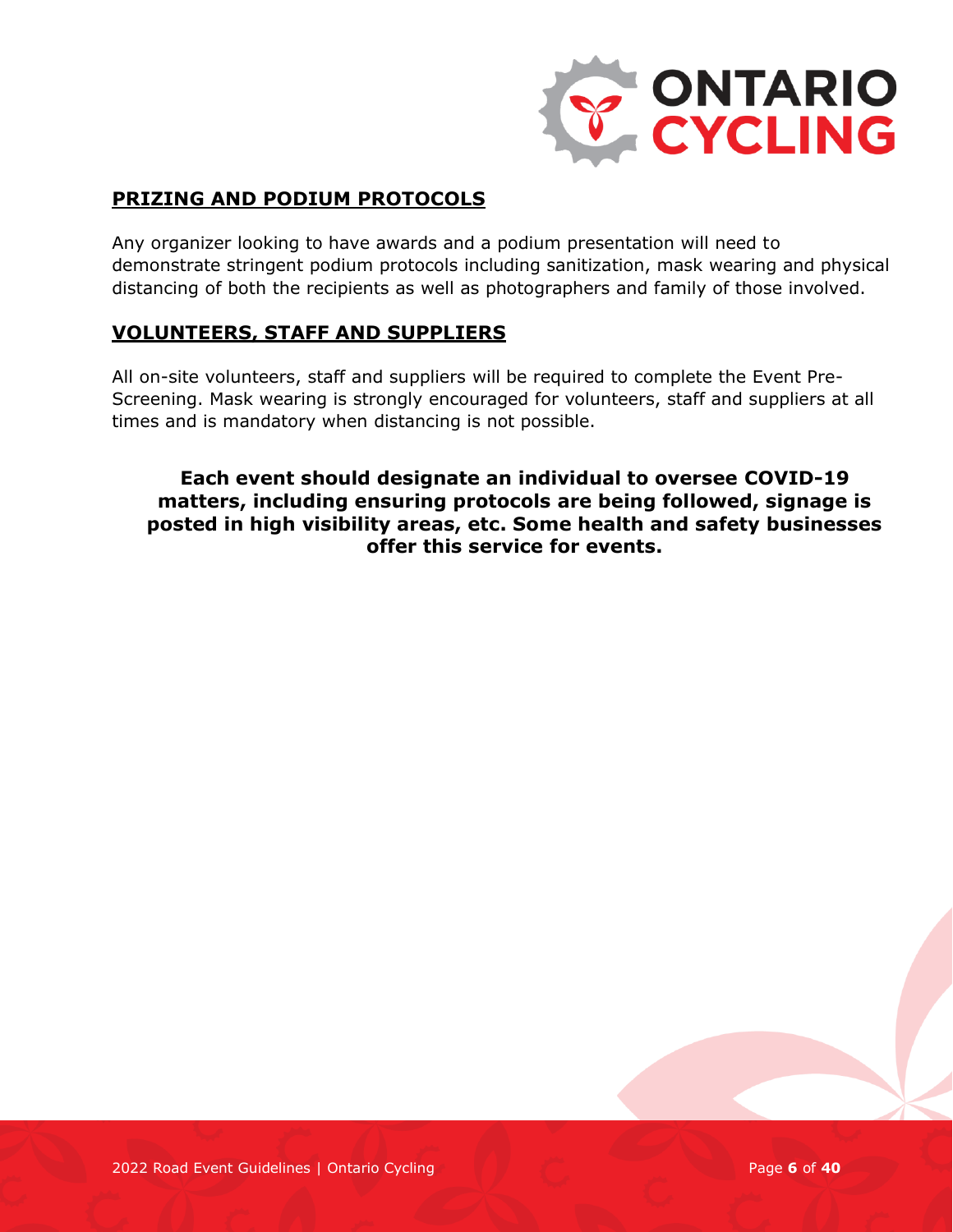## PRIZING AND PODIUM PROTOCOLS

Any organizer looking to have awards and a podium presentation will need to demonstrate stringent podium protocols including sanitization, mask wearing and physical distancing of both the recipients as well as photographers and family of those involved.

## VOLUNTEERS, STAFF AND SUPPLIERS

All on-site volunteers, staff and suppliers will be required to complete the Event Pre-Screening. Mask wearing is strongly encouraged for volunteers, staff and suppliers at all times and is mandatory when distancing is not possible.

**Each event should designate an individual to oversee COVID-19 matters, including ensuring protocols are being followed, signage is posted in high visibility areas, etc. Some health and safety businesses offer this service for events.**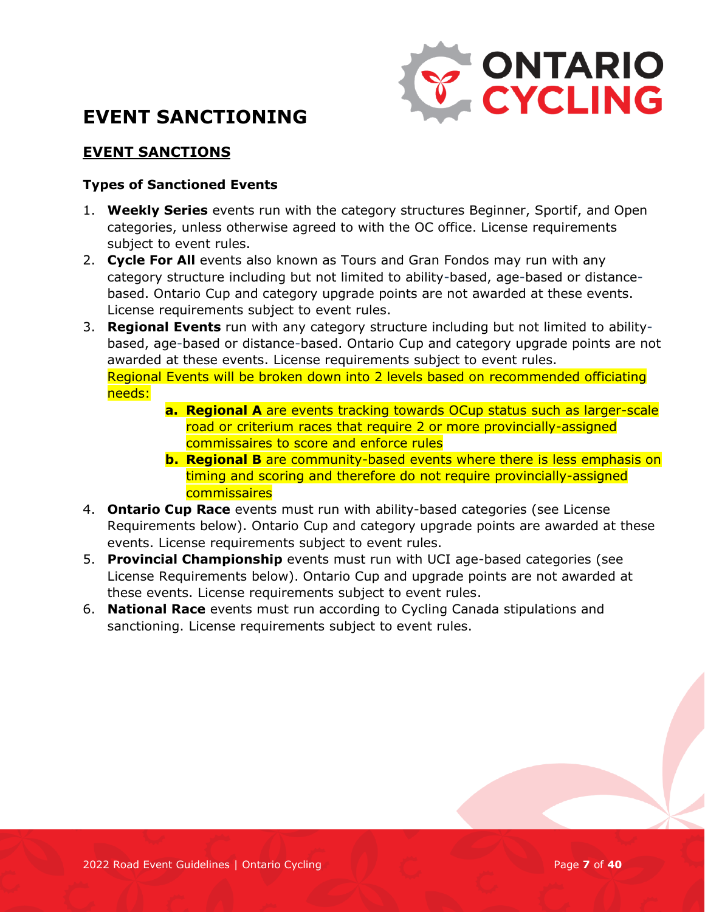# EVENT SANCTIONING

## EVENT SANCTIONS

### Types of Sanctioned Events

1. **Weekly Series** events run with the category structures Beginner, Sportif, and Open categories, unless otherwise agreed to with the OC office. License requirements subject to event rules.
2. **Cycle For All** events also known as Tours and Gran Fondos may run with any category structure including but not limited to ability-based, age-based or distance-based. Ontario Cup and category upgrade points are not awarded at these events. License requirements subject to event rules.
3. **Regional Events** run with any category structure including but not limited to ability-based, age-based or distance-based. Ontario Cup and category upgrade points are not awarded at these events. License requirements subject to event rules.
   Regional Events will be broken down into 2 levels based on recommended officiating needs:
   a. **Regional A** are events tracking towards OCup status such as larger-scale road or criterium races that require 2 or more provincially-assigned commissaires to score and enforce rules
   b. **Regional B** are community-based events where there is less emphasis on timing and scoring and therefore do not require provincially-assigned commissaires
4. **Ontario Cup Race** events must run with ability-based categories (see License Requirements below). Ontario Cup and category upgrade points are awarded at these events. License requirements subject to event rules.
5. **Provincial Championship** events must run with UCI age-based categories (see License Requirements below). Ontario Cup and upgrade points are not awarded at these events. License requirements subject to event rules.
6. **National Race** events must run according to Cycling Canada stipulations and sanctioning. License requirements subject to event rules.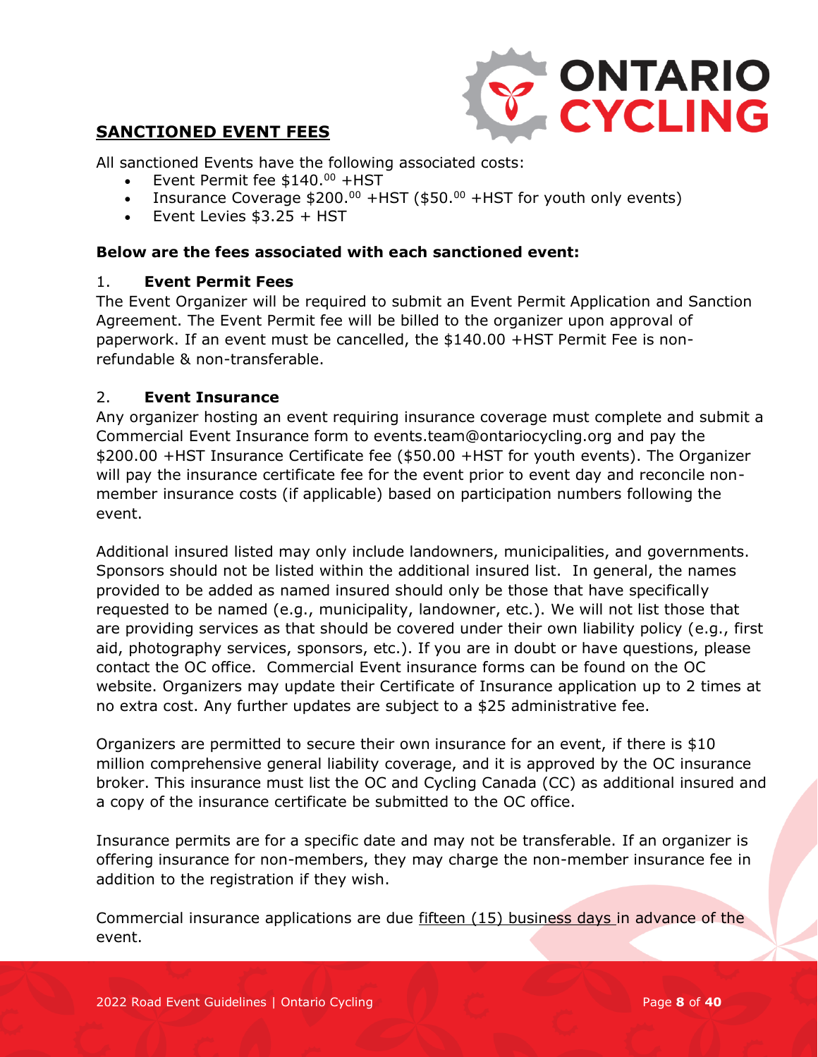## SANCTIONED EVENT FEES

All sanctioned Events have the following associated costs:

- Event Permit fee $140.$^{00}$ +HST
- Insurance Coverage $200.$^{00}$ +HST ($50.$^{00}$ +HST for youth only events)
- Event Levies $3.25 + HST

**Below are the fees associated with each sanctioned event:**

### 1. Event Permit Fees

The Event Organizer will be required to submit an Event Permit Application and Sanction Agreement. The Event Permit fee will be billed to the organizer upon approval of paperwork. If an event must be cancelled, the $140.00 +HST Permit Fee is non-refundable & non-transferable.

### 2. Event Insurance

Any organizer hosting an event requiring insurance coverage must complete and submit a Commercial Event Insurance form to events.team@ontariocycling.org and pay the $200.00 +HST Insurance Certificate fee ($50.00 +HST for youth events). The Organizer will pay the insurance certificate fee for the event prior to event day and reconcile non-member insurance costs (if applicable) based on participation numbers following the event.

Additional insured listed may only include landowners, municipalities, and governments. Sponsors should not be listed within the additional insured list. In general, the names provided to be added as named insured should only be those that have specifically requested to be named (e.g., municipality, landowner, etc.). We will not list those that are providing services as that should be covered under their own liability policy (e.g., first aid, photography services, sponsors, etc.). If you are in doubt or have questions, please contact the OC office. Commercial Event insurance forms can be found on the OC website. Organizers may update their Certificate of Insurance application up to 2 times at no extra cost. Any further updates are subject to a $25 administrative fee.

Organizers are permitted to secure their own insurance for an event, if there is $10 million comprehensive general liability coverage, and it is approved by the OC insurance broker. This insurance must list the OC and Cycling Canada (CC) as additional insured and a copy of the insurance certificate be submitted to the OC office.

Insurance permits are for a specific date and may not be transferable. If an organizer is offering insurance for non-members, they may charge the non-member insurance fee in addition to the registration if they wish.

Commercial insurance applications are due fifteen (15) business days in advance of the event.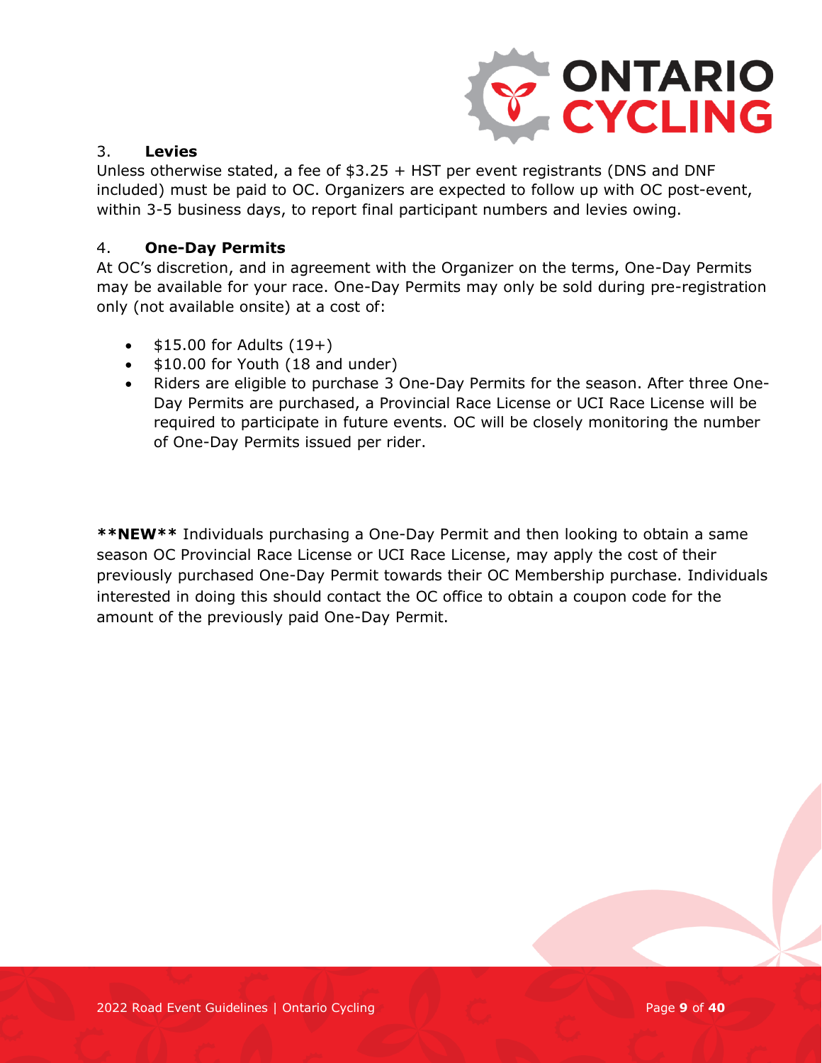### 3. Levies

Unless otherwise stated, a fee of $3.25 + HST per event registrants (DNS and DNF included) must be paid to OC. Organizers are expected to follow up with OC post-event, within 3-5 business days, to report final participant numbers and levies owing.

### 4. One-Day Permits

At OC's discretion, and in agreement with the Organizer on the terms, One-Day Permits may be available for your race. One-Day Permits may only be sold during pre-registration only (not available onsite) at a cost of:

- $15.00 for Adults (19+)
- $10.00 for Youth (18 and under)
- Riders are eligible to purchase 3 One-Day Permits for the season. After three One-Day Permits are purchased, a Provincial Race License or UCI Race License will be required to participate in future events. OC will be closely monitoring the number of One-Day Permits issued per rider.

**\*\*NEW\*\*** Individuals purchasing a One-Day Permit and then looking to obtain a same season OC Provincial Race License or UCI Race License, may apply the cost of their previously purchased One-Day Permit towards their OC Membership purchase. Individuals interested in doing this should contact the OC office to obtain a coupon code for the amount of the previously paid One-Day Permit.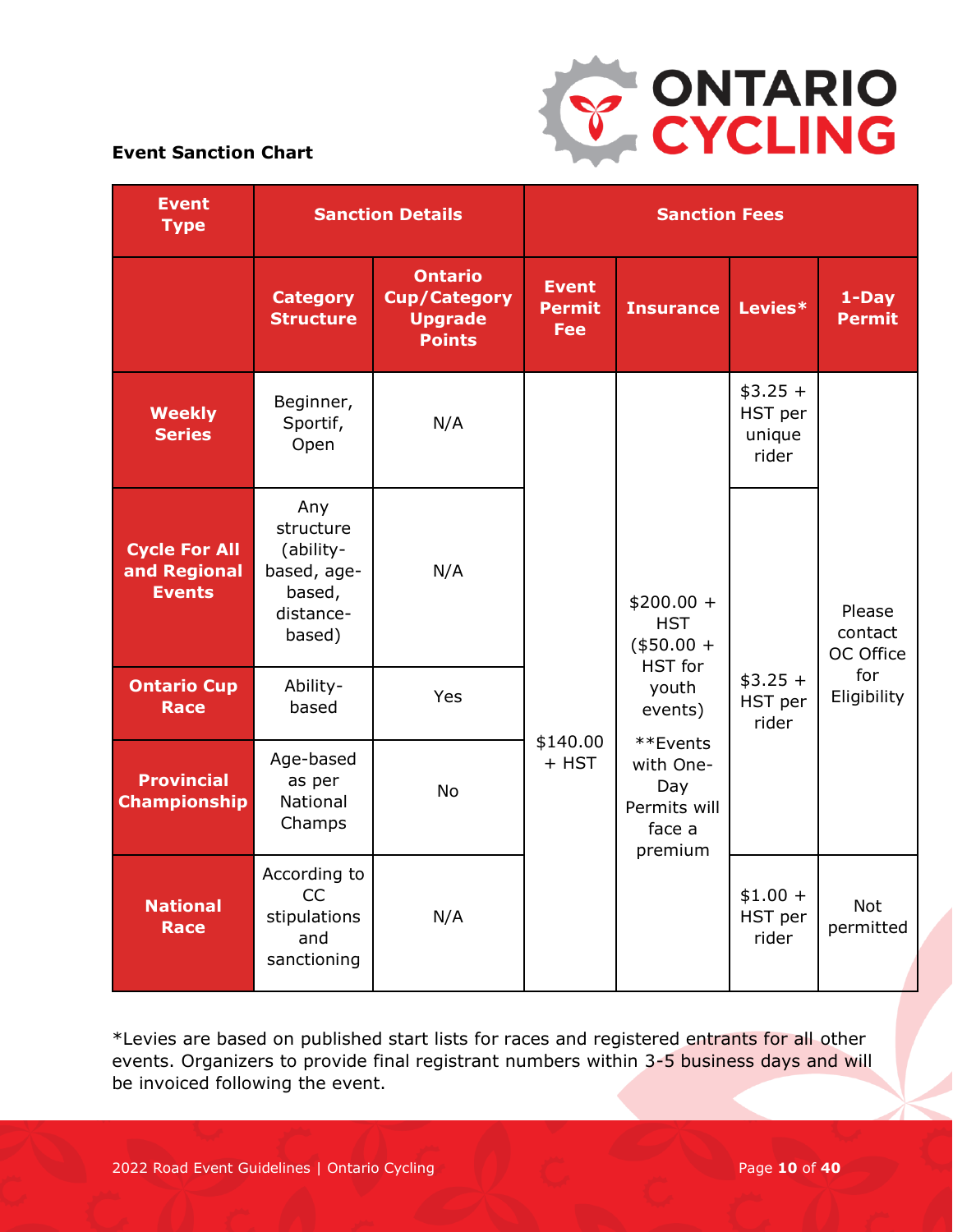**Event Sanction Chart**

| Event Type | Sanction Details | | Sanction Fees | | | |
|---|---|---|---|---|---|---|
| | Category Structure | Ontario Cup/Category Upgrade Points | Event Permit Fee | Insurance | Levies* | 1-Day Permit |
| Weekly Series | Beginner, Sportif, Open | N/A | $140.00 + HST | $200.00 + HST ($50.00 + HST for youth events) **Events with One-Day Permits will face a premium | $3.25 + HST per unique rider | Please contact OC Office for Eligibility |
| Cycle For All and Regional Events | Any structure (ability-based, age-based, distance-based) | N/A | $140.00 + HST | $200.00 + HST ($50.00 + HST for youth events) **Events with One-Day Permits will face a premium | $3.25 + HST per rider | Please contact OC Office for Eligibility |
| Ontario Cup Race | Ability-based | Yes | $140.00 + HST | $200.00 + HST ($50.00 + HST for youth events) **Events with One-Day Permits will face a premium | $3.25 + HST per rider | Please contact OC Office for Eligibility |
| Provincial Championship | Age-based as per National Champs | No | $140.00 + HST | $200.00 + HST ($50.00 + HST for youth events) **Events with One-Day Permits will face a premium | $3.25 + HST per rider | Please contact OC Office for Eligibility |
| National Race | According to CC stipulations and sanctioning | N/A | $140.00 + HST | $200.00 + HST ($50.00 + HST for youth events) **Events with One-Day Permits will face a premium | $1.00 + HST per rider | Not permitted |

*Levies are based on published start lists for races and registered entrants for all other events. Organizers to provide final registrant numbers within 3-5 business days and will be invoiced following the event.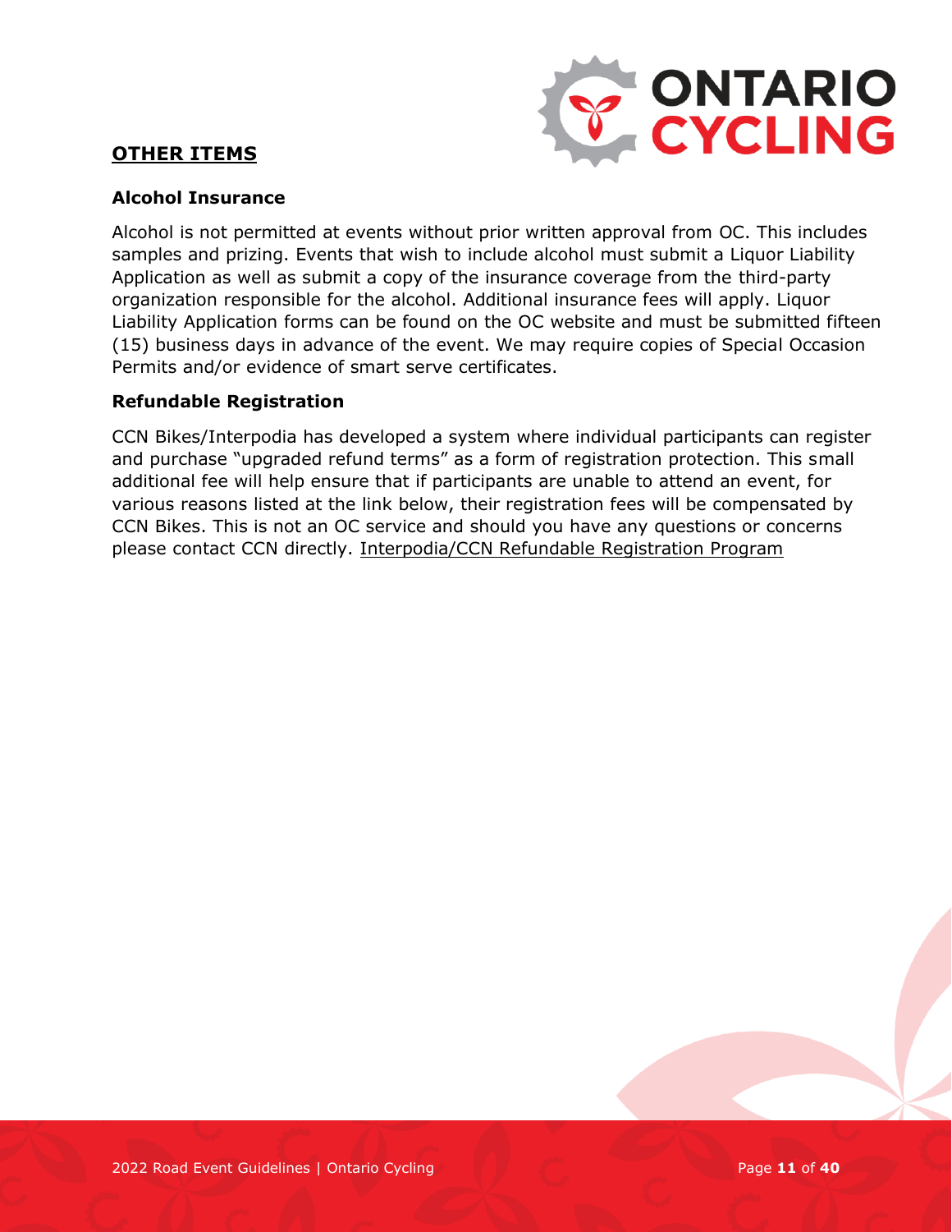## OTHER ITEMS

### Alcohol Insurance

Alcohol is not permitted at events without prior written approval from OC. This includes samples and prizing. Events that wish to include alcohol must submit a Liquor Liability Application as well as submit a copy of the insurance coverage from the third-party organization responsible for the alcohol. Additional insurance fees will apply. Liquor Liability Application forms can be found on the OC website and must be submitted fifteen (15) business days in advance of the event. We may require copies of Special Occasion Permits and/or evidence of smart serve certificates.

### Refundable Registration

CCN Bikes/Interpodia has developed a system where individual participants can register and purchase "upgraded refund terms" as a form of registration protection. This small additional fee will help ensure that if participants are unable to attend an event, for various reasons listed at the link below, their registration fees will be compensated by CCN Bikes. This is not an OC service and should you have any questions or concerns please contact CCN directly. Interpodia/CCN Refundable Registration Program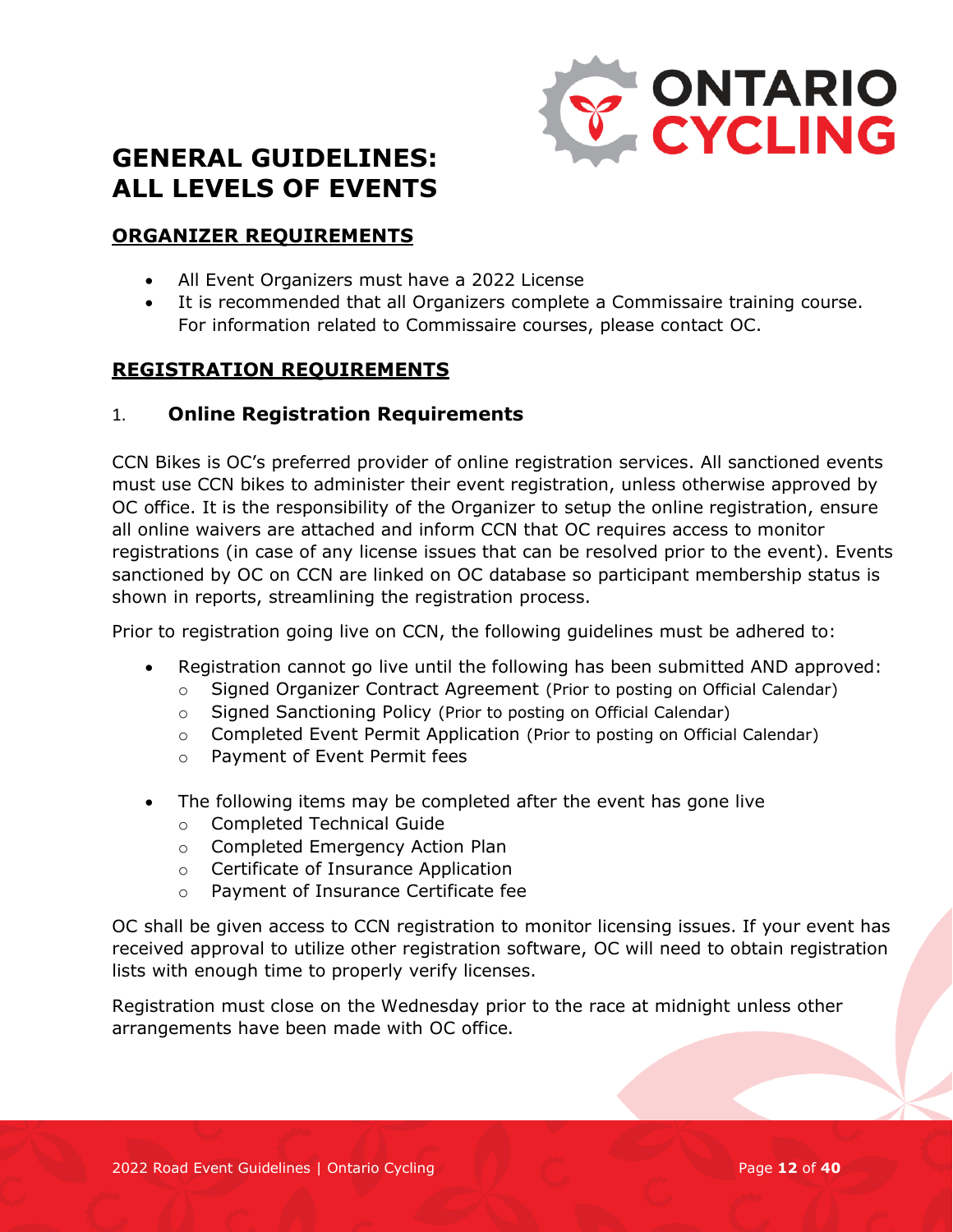# GENERAL GUIDELINES: ALL LEVELS OF EVENTS

## ORGANIZER REQUIREMENTS

- All Event Organizers must have a 2022 License
- It is recommended that all Organizers complete a Commissaire training course. For information related to Commissaire courses, please contact OC.

## REGISTRATION REQUIREMENTS

### 1. Online Registration Requirements

CCN Bikes is OC's preferred provider of online registration services. All sanctioned events must use CCN bikes to administer their event registration, unless otherwise approved by OC office. It is the responsibility of the Organizer to setup the online registration, ensure all online waivers are attached and inform CCN that OC requires access to monitor registrations (in case of any license issues that can be resolved prior to the event). Events sanctioned by OC on CCN are linked on OC database so participant membership status is shown in reports, streamlining the registration process.

Prior to registration going live on CCN, the following guidelines must be adhered to:

- Registration cannot go live until the following has been submitted AND approved:
  - Signed Organizer Contract Agreement (Prior to posting on Official Calendar)
  - Signed Sanctioning Policy (Prior to posting on Official Calendar)
  - Completed Event Permit Application (Prior to posting on Official Calendar)
  - Payment of Event Permit fees
- The following items may be completed after the event has gone live
  - Completed Technical Guide
  - Completed Emergency Action Plan
  - Certificate of Insurance Application
  - Payment of Insurance Certificate fee

OC shall be given access to CCN registration to monitor licensing issues. If your event has received approval to utilize other registration software, OC will need to obtain registration lists with enough time to properly verify licenses.

Registration must close on the Wednesday prior to the race at midnight unless other arrangements have been made with OC office.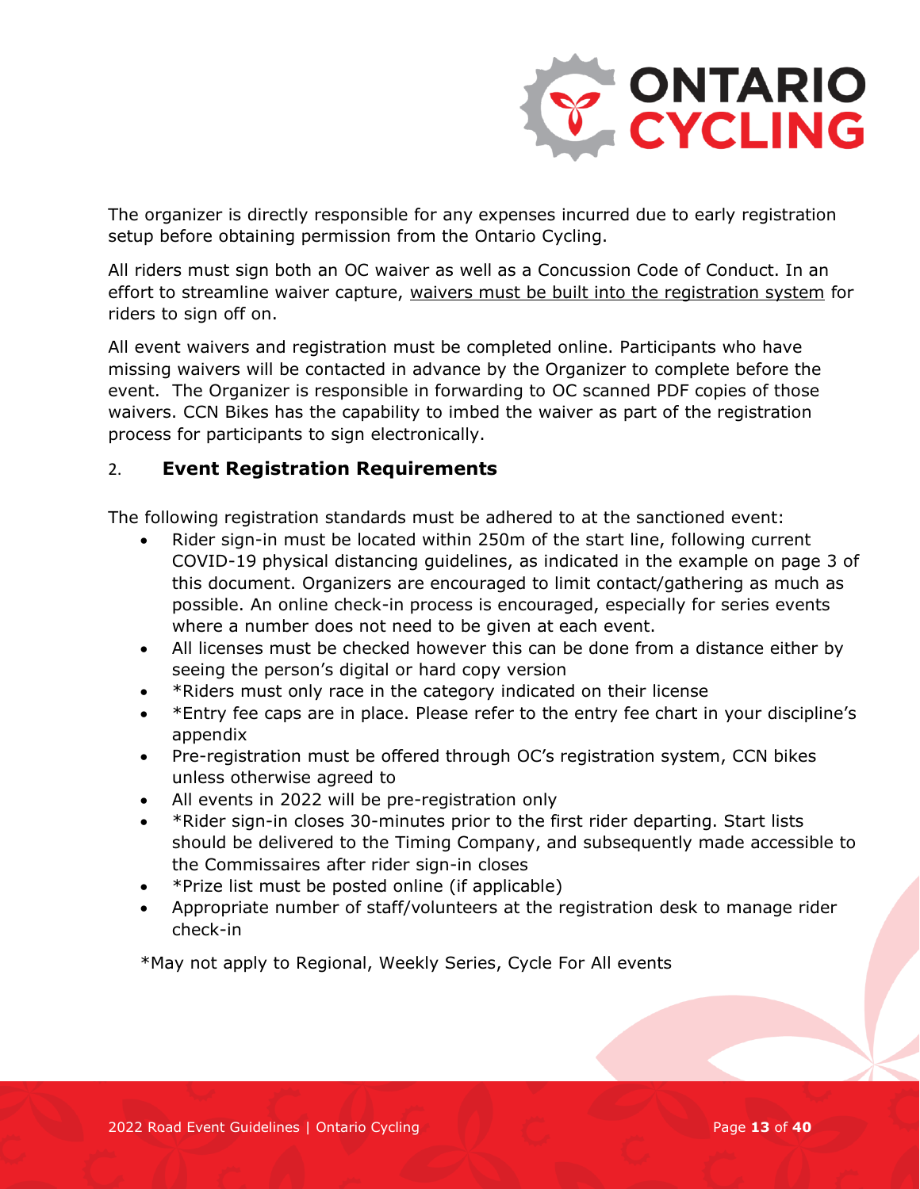The organizer is directly responsible for any expenses incurred due to early registration setup before obtaining permission from the Ontario Cycling.

All riders must sign both an OC waiver as well as a Concussion Code of Conduct. In an effort to streamline waiver capture, waivers must be built into the registration system for riders to sign off on.

All event waivers and registration must be completed online. Participants who have missing waivers will be contacted in advance by the Organizer to complete before the event. The Organizer is responsible in forwarding to OC scanned PDF copies of those waivers. CCN Bikes has the capability to imbed the waiver as part of the registration process for participants to sign electronically.

## 2. Event Registration Requirements

The following registration standards must be adhered to at the sanctioned event:

- Rider sign-in must be located within 250m of the start line, following current COVID-19 physical distancing guidelines, as indicated in the example on page 3 of this document. Organizers are encouraged to limit contact/gathering as much as possible. An online check-in process is encouraged, especially for series events where a number does not need to be given at each event.
- All licenses must be checked however this can be done from a distance either by seeing the person's digital or hard copy version
- *Riders must only race in the category indicated on their license
- *Entry fee caps are in place. Please refer to the entry fee chart in your discipline's appendix
- Pre-registration must be offered through OC's registration system, CCN bikes unless otherwise agreed to
- All events in 2022 will be pre-registration only
- *Rider sign-in closes 30-minutes prior to the first rider departing. Start lists should be delivered to the Timing Company, and subsequently made accessible to the Commissaires after rider sign-in closes
- *Prize list must be posted online (if applicable)
- Appropriate number of staff/volunteers at the registration desk to manage rider check-in

*May not apply to Regional, Weekly Series, Cycle For All events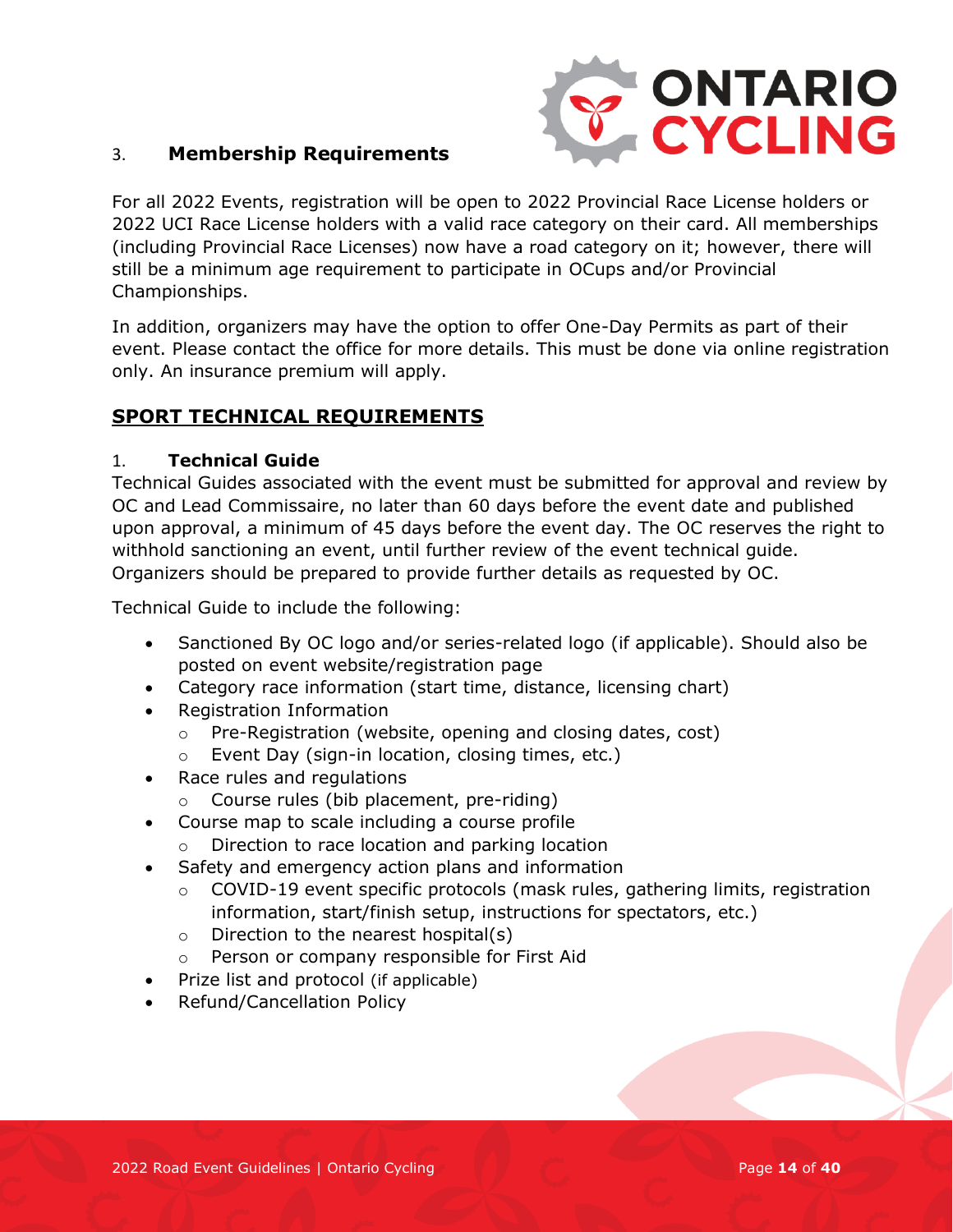### 3. Membership Requirements

For all 2022 Events, registration will be open to 2022 Provincial Race License holders or 2022 UCI Race License holders with a valid race category on their card. All memberships (including Provincial Race Licenses) now have a road category on it; however, there will still be a minimum age requirement to participate in OCups and/or Provincial Championships.

In addition, organizers may have the option to offer One-Day Permits as part of their event. Please contact the office for more details. This must be done via online registration only. An insurance premium will apply.

## SPORT TECHNICAL REQUIREMENTS

### 1. Technical Guide

Technical Guides associated with the event must be submitted for approval and review by OC and Lead Commissaire, no later than 60 days before the event date and published upon approval, a minimum of 45 days before the event day. The OC reserves the right to withhold sanctioning an event, until further review of the event technical guide. Organizers should be prepared to provide further details as requested by OC.

Technical Guide to include the following:

- Sanctioned By OC logo and/or series-related logo (if applicable). Should also be posted on event website/registration page
- Category race information (start time, distance, licensing chart)
- Registration Information
  - Pre-Registration (website, opening and closing dates, cost)
  - Event Day (sign-in location, closing times, etc.)
- Race rules and regulations
  - Course rules (bib placement, pre-riding)
- Course map to scale including a course profile
  - Direction to race location and parking location
- Safety and emergency action plans and information
  - COVID-19 event specific protocols (mask rules, gathering limits, registration information, start/finish setup, instructions for spectators, etc.)
  - Direction to the nearest hospital(s)
  - Person or company responsible for First Aid
- Prize list and protocol (if applicable)
- Refund/Cancellation Policy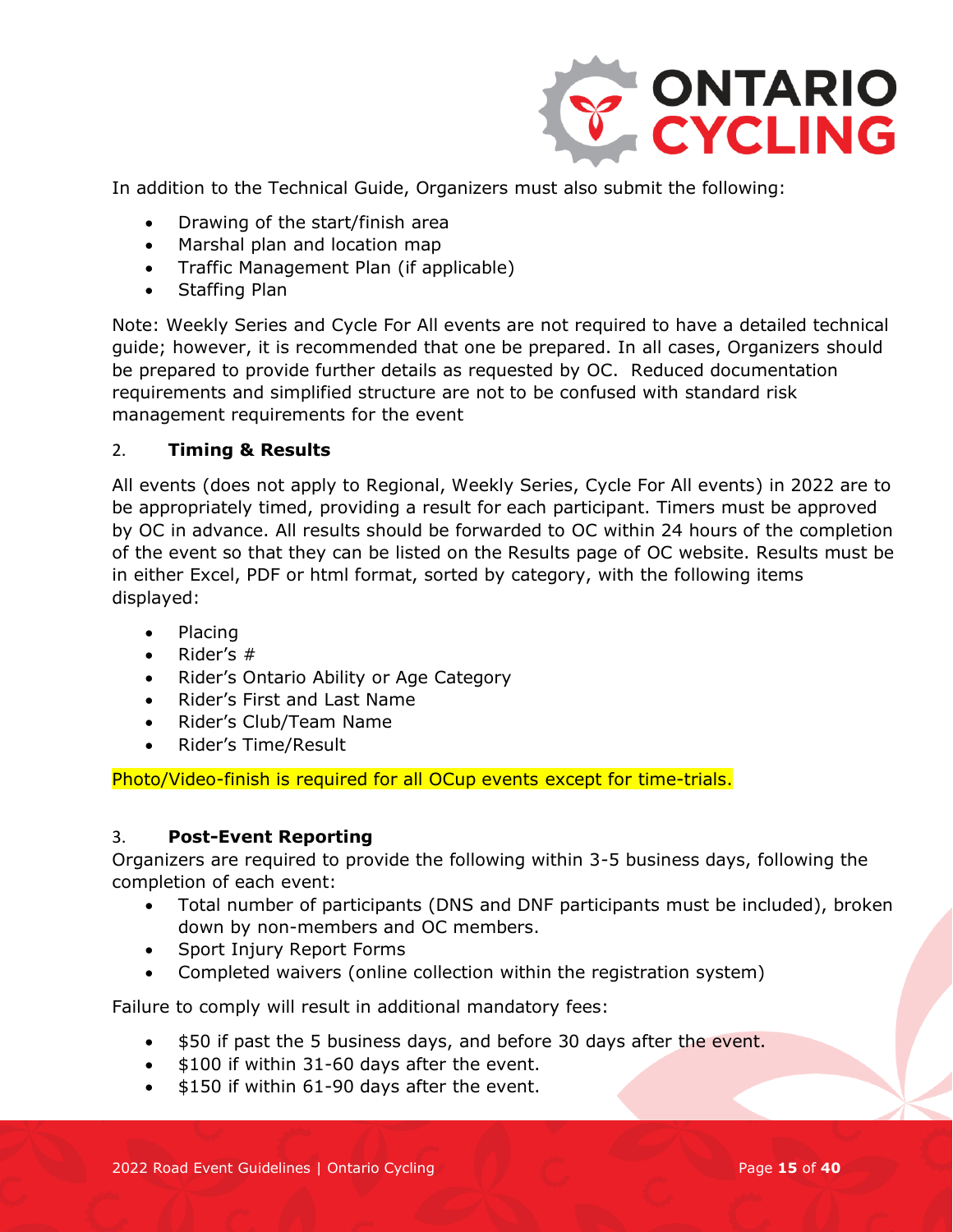In addition to the Technical Guide, Organizers must also submit the following:

- Drawing of the start/finish area
- Marshal plan and location map
- Traffic Management Plan (if applicable)
- Staffing Plan

Note: Weekly Series and Cycle For All events are not required to have a detailed technical guide; however, it is recommended that one be prepared. In all cases, Organizers should be prepared to provide further details as requested by OC. Reduced documentation requirements and simplified structure are not to be confused with standard risk management requirements for the event

## 2. **Timing & Results**

All events (does not apply to Regional, Weekly Series, Cycle For All events) in 2022 are to be appropriately timed, providing a result for each participant. Timers must be approved by OC in advance. All results should be forwarded to OC within 24 hours of the completion of the event so that they can be listed on the Results page of OC website. Results must be in either Excel, PDF or html format, sorted by category, with the following items displayed:

- Placing
- Rider's #
- Rider's Ontario Ability or Age Category
- Rider's First and Last Name
- Rider's Club/Team Name
- Rider's Time/Result

Photo/Video-finish is required for all OCup events except for time-trials.

## 3. **Post-Event Reporting**

Organizers are required to provide the following within 3-5 business days, following the completion of each event:

- Total number of participants (DNS and DNF participants must be included), broken down by non-members and OC members.
- Sport Injury Report Forms
- Completed waivers (online collection within the registration system)

Failure to comply will result in additional mandatory fees:

- $50 if past the 5 business days, and before 30 days after the event.
- $100 if within 31-60 days after the event.
- $150 if within 61-90 days after the event.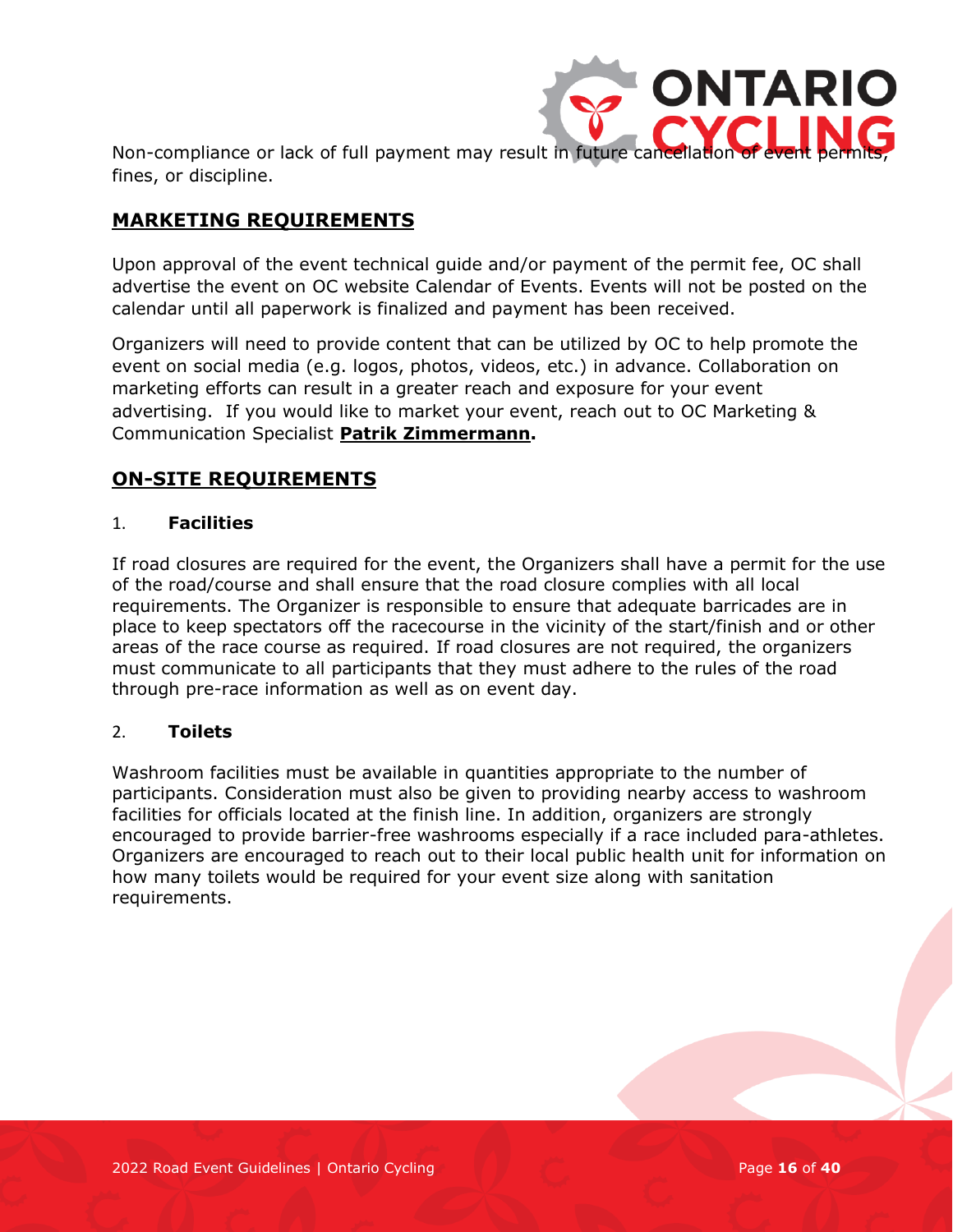Non-compliance or lack of full payment may result in future cancellation of event permits, fines, or discipline.

## MARKETING REQUIREMENTS

Upon approval of the event technical guide and/or payment of the permit fee, OC shall advertise the event on OC website Calendar of Events. Events will not be posted on the calendar until all paperwork is finalized and payment has been received.

Organizers will need to provide content that can be utilized by OC to help promote the event on social media (e.g. logos, photos, videos, etc.) in advance. Collaboration on marketing efforts can result in a greater reach and exposure for your event advertising. If you would like to market your event, reach out to OC Marketing & Communication Specialist **Patrik Zimmermann.**

## ON-SITE REQUIREMENTS

### 1. Facilities

If road closures are required for the event, the Organizers shall have a permit for the use of the road/course and shall ensure that the road closure complies with all local requirements. The Organizer is responsible to ensure that adequate barricades are in place to keep spectators off the racecourse in the vicinity of the start/finish and or other areas of the race course as required. If road closures are not required, the organizers must communicate to all participants that they must adhere to the rules of the road through pre-race information as well as on event day.

### 2. Toilets

Washroom facilities must be available in quantities appropriate to the number of participants. Consideration must also be given to providing nearby access to washroom facilities for officials located at the finish line. In addition, organizers are strongly encouraged to provide barrier-free washrooms especially if a race included para-athletes. Organizers are encouraged to reach out to their local public health unit for information on how many toilets would be required for your event size along with sanitation requirements.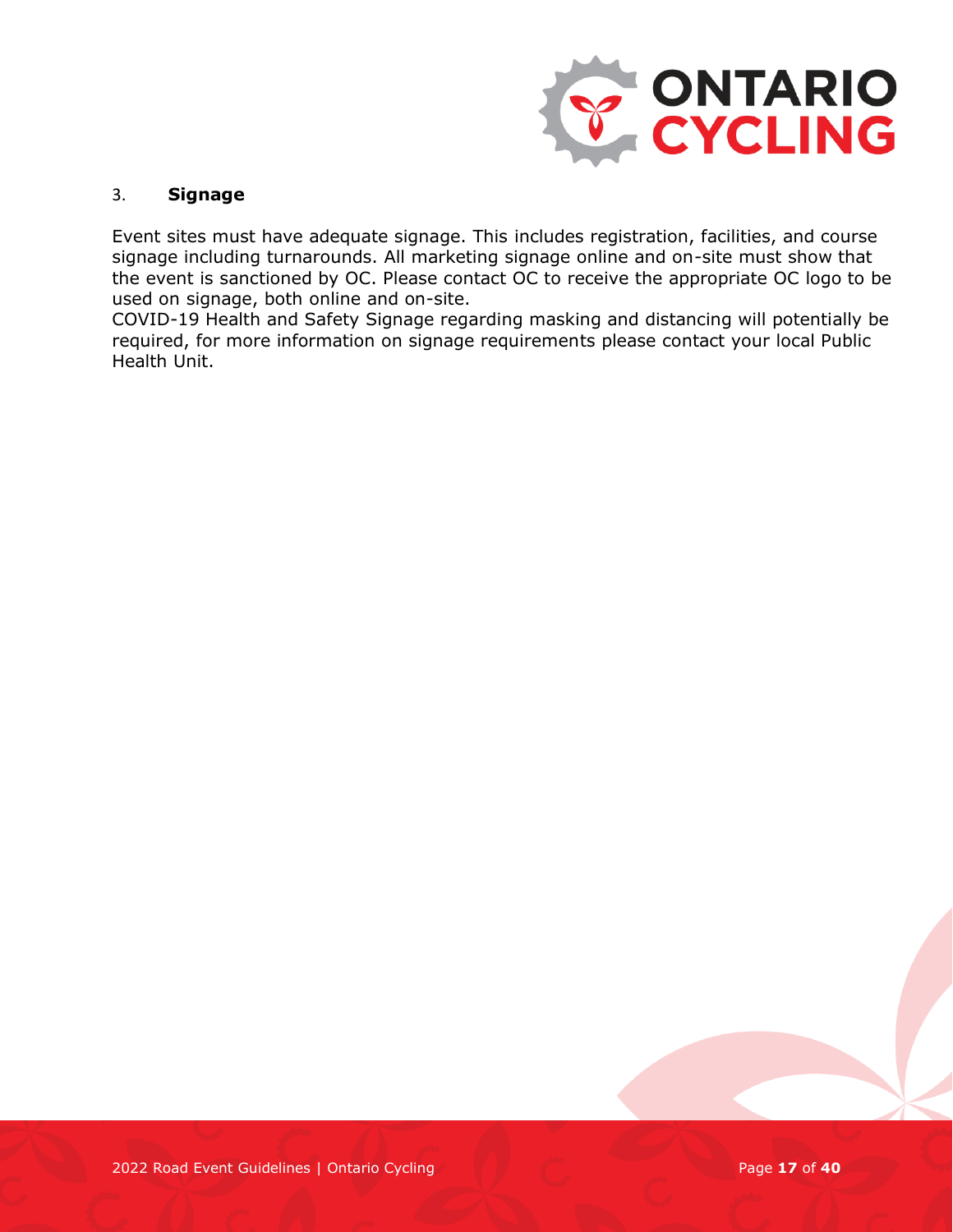### 3. Signage

Event sites must have adequate signage. This includes registration, facilities, and course signage including turnarounds. All marketing signage online and on-site must show that the event is sanctioned by OC. Please contact OC to receive the appropriate OC logo to be used on signage, both online and on-site.
COVID-19 Health and Safety Signage regarding masking and distancing will potentially be required, for more information on signage requirements please contact your local Public Health Unit.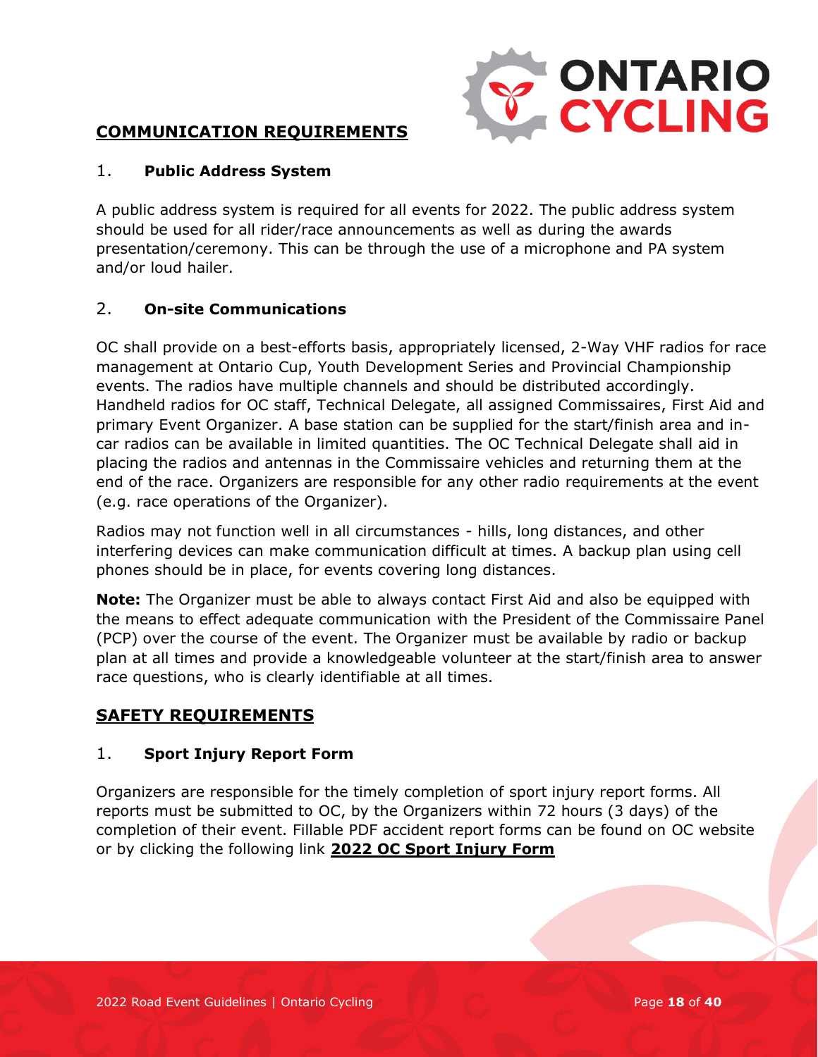## COMMUNICATION REQUIREMENTS

### 1. Public Address System

A public address system is required for all events for 2022. The public address system should be used for all rider/race announcements as well as during the awards presentation/ceremony. This can be through the use of a microphone and PA system and/or loud hailer.

### 2. On-site Communications

OC shall provide on a best-efforts basis, appropriately licensed, 2-Way VHF radios for race management at Ontario Cup, Youth Development Series and Provincial Championship events. The radios have multiple channels and should be distributed accordingly. Handheld radios for OC staff, Technical Delegate, all assigned Commissaires, First Aid and primary Event Organizer. A base station can be supplied for the start/finish area and in-car radios can be available in limited quantities. The OC Technical Delegate shall aid in placing the radios and antennas in the Commissaire vehicles and returning them at the end of the race. Organizers are responsible for any other radio requirements at the event (e.g. race operations of the Organizer).

Radios may not function well in all circumstances - hills, long distances, and other interfering devices can make communication difficult at times. A backup plan using cell phones should be in place, for events covering long distances.

**Note:** The Organizer must be able to always contact First Aid and also be equipped with the means to effect adequate communication with the President of the Commissaire Panel (PCP) over the course of the event. The Organizer must be available by radio or backup plan at all times and provide a knowledgeable volunteer at the start/finish area to answer race questions, who is clearly identifiable at all times.

## SAFETY REQUIREMENTS

### 1. Sport Injury Report Form

Organizers are responsible for the timely completion of sport injury report forms. All reports must be submitted to OC, by the Organizers within 72 hours (3 days) of the completion of their event. Fillable PDF accident report forms can be found on OC website or by clicking the following link **2022 OC Sport Injury Form**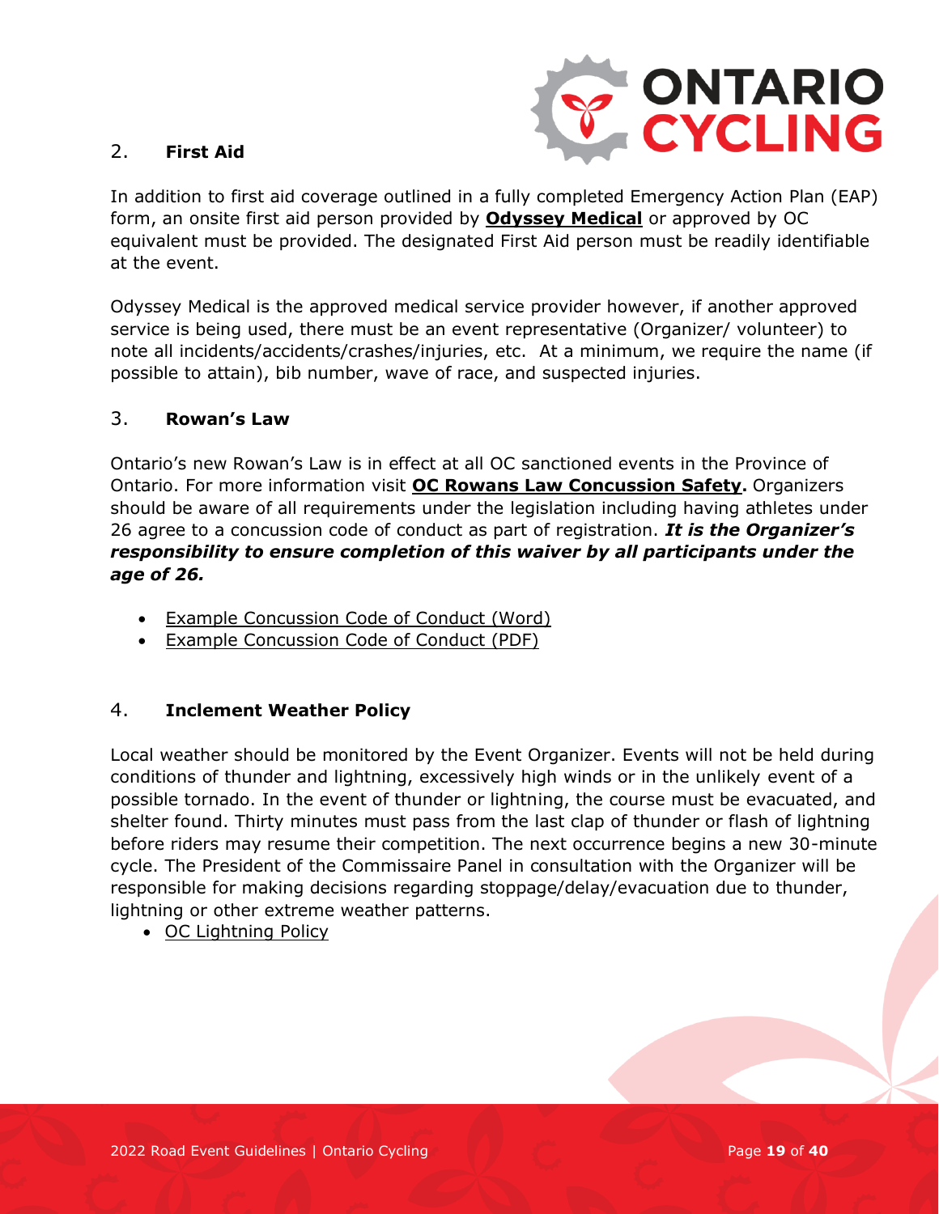## 2. First Aid

In addition to first aid coverage outlined in a fully completed Emergency Action Plan (EAP) form, an onsite first aid person provided by **Odyssey Medical** or approved by OC equivalent must be provided. The designated First Aid person must be readily identifiable at the event.

Odyssey Medical is the approved medical service provider however, if another approved service is being used, there must be an event representative (Organizer/ volunteer) to note all incidents/accidents/crashes/injuries, etc. At a minimum, we require the name (if possible to attain), bib number, wave of race, and suspected injuries.

## 3. Rowan's Law

Ontario's new Rowan's Law is in effect at all OC sanctioned events in the Province of Ontario. For more information visit **OC Rowans Law Concussion Safety.** Organizers should be aware of all requirements under the legislation including having athletes under 26 agree to a concussion code of conduct as part of registration. ***It is the Organizer's responsibility to ensure completion of this waiver by all participants under the age of 26.***

- Example Concussion Code of Conduct (Word)
- Example Concussion Code of Conduct (PDF)

## 4. Inclement Weather Policy

Local weather should be monitored by the Event Organizer. Events will not be held during conditions of thunder and lightning, excessively high winds or in the unlikely event of a possible tornado. In the event of thunder or lightning, the course must be evacuated, and shelter found. Thirty minutes must pass from the last clap of thunder or flash of lightning before riders may resume their competition. The next occurrence begins a new 30-minute cycle. The President of the Commissaire Panel in consultation with the Organizer will be responsible for making decisions regarding stoppage/delay/evacuation due to thunder, lightning or other extreme weather patterns.

- OC Lightning Policy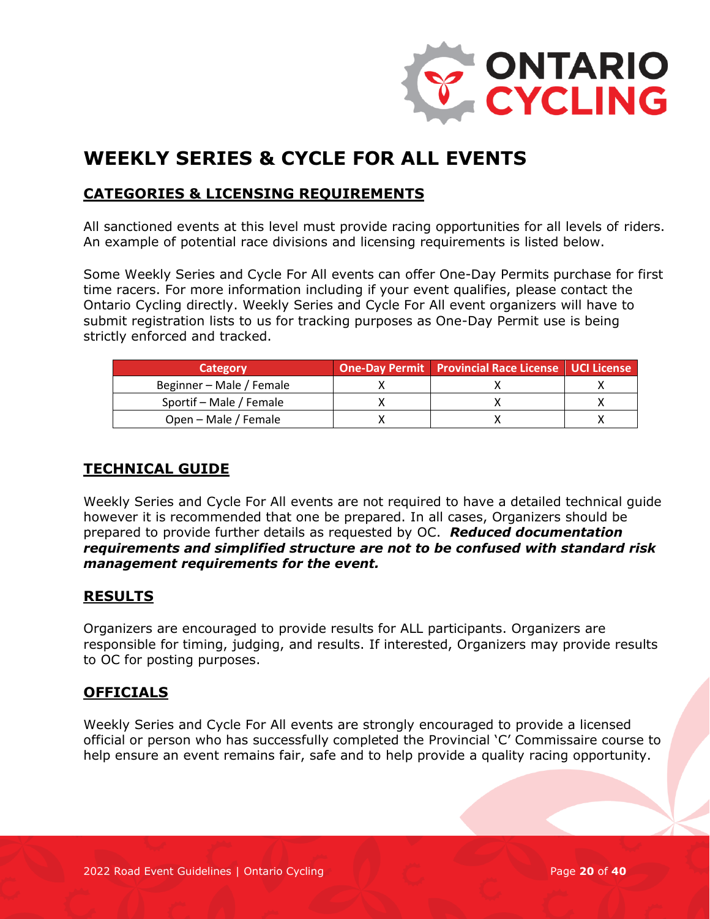# WEEKLY SERIES & CYCLE FOR ALL EVENTS

## CATEGORIES & LICENSING REQUIREMENTS

All sanctioned events at this level must provide racing opportunities for all levels of riders. An example of potential race divisions and licensing requirements is listed below.

Some Weekly Series and Cycle For All events can offer One-Day Permits purchase for first time racers. For more information including if your event qualifies, please contact the Ontario Cycling directly. Weekly Series and Cycle For All event organizers will have to submit registration lists to us for tracking purposes as One-Day Permit use is being strictly enforced and tracked.

| Category | One-Day Permit | Provincial Race License | UCI License |
|---|---|---|---|
| Beginner – Male / Female | X | X | X |
| Sportif – Male / Female | X | X | X |
| Open – Male / Female | X | X | X |

## TECHNICAL GUIDE

Weekly Series and Cycle For All events are not required to have a detailed technical guide however it is recommended that one be prepared. In all cases, Organizers should be prepared to provide further details as requested by OC. ***Reduced documentation requirements and simplified structure are not to be confused with standard risk management requirements for the event.***

## RESULTS

Organizers are encouraged to provide results for ALL participants. Organizers are responsible for timing, judging, and results. If interested, Organizers may provide results to OC for posting purposes.

## OFFICIALS

Weekly Series and Cycle For All events are strongly encouraged to provide a licensed official or person who has successfully completed the Provincial 'C' Commissaire course to help ensure an event remains fair, safe and to help provide a quality racing opportunity.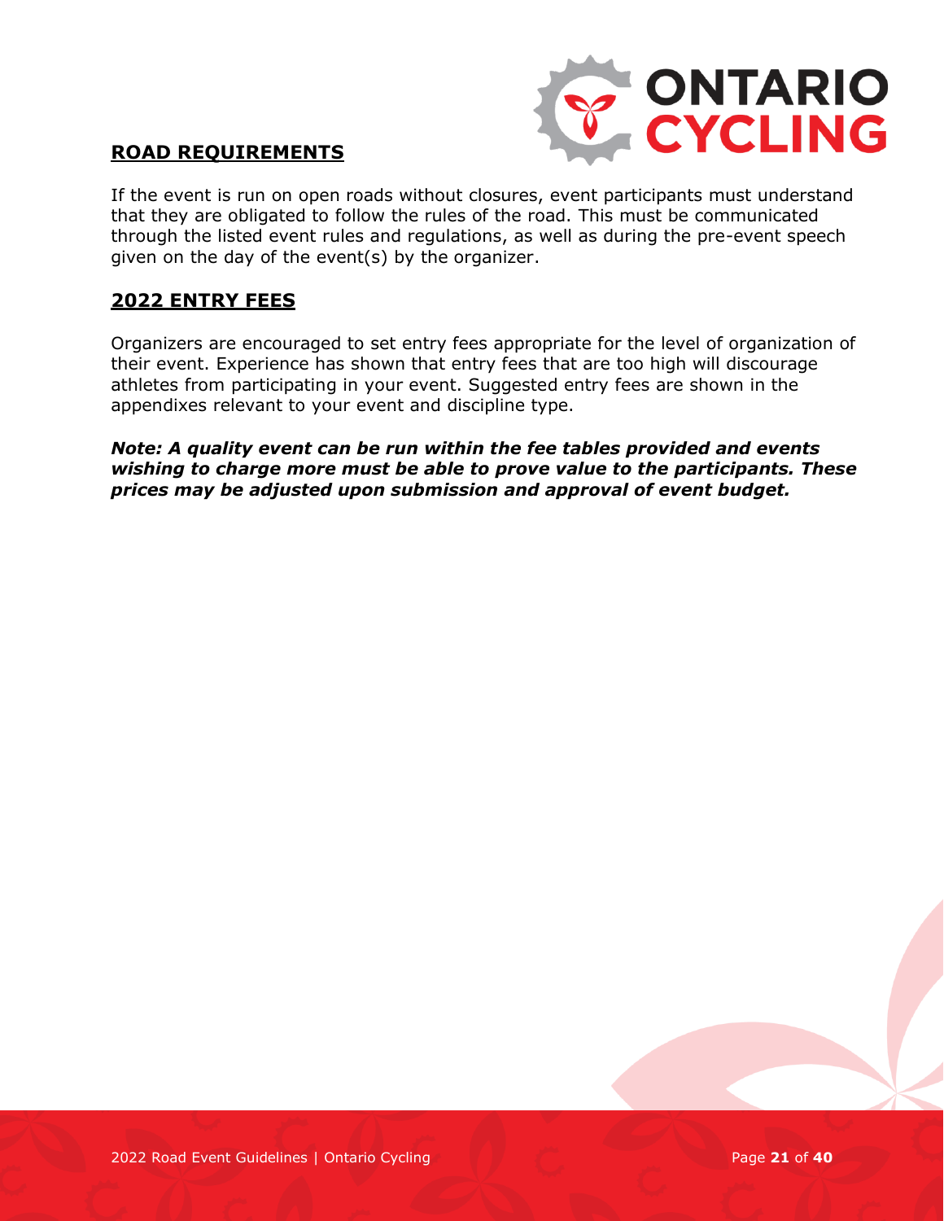## ROAD REQUIREMENTS

If the event is run on open roads without closures, event participants must understand that they are obligated to follow the rules of the road. This must be communicated through the listed event rules and regulations, as well as during the pre-event speech given on the day of the event(s) by the organizer.

## 2022 ENTRY FEES

Organizers are encouraged to set entry fees appropriate for the level of organization of their event. Experience has shown that entry fees that are too high will discourage athletes from participating in your event. Suggested entry fees are shown in the appendixes relevant to your event and discipline type.

***Note: A quality event can be run within the fee tables provided and events wishing to charge more must be able to prove value to the participants. These prices may be adjusted upon submission and approval of event budget.***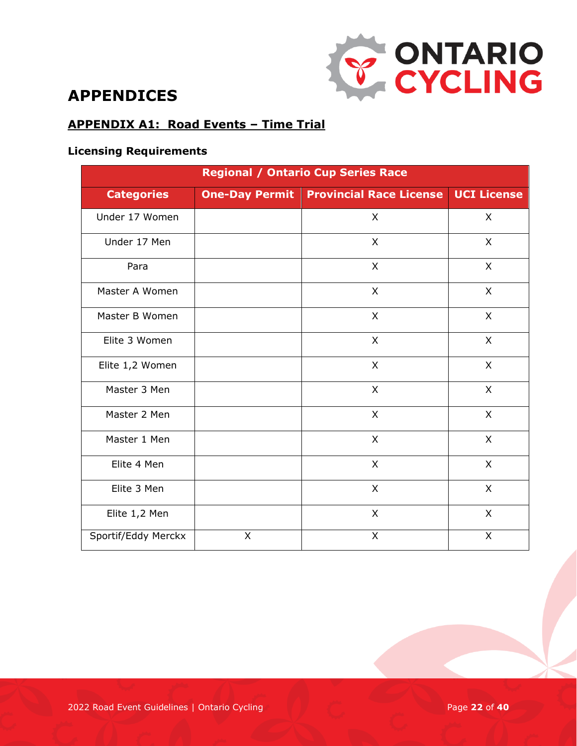# APPENDICES

## APPENDIX A1: Road Events – Time Trial

### Licensing Requirements

| Regional / Ontario Cup Series Race | | | |
|---|---|---|---|
| **Categories** | **One-Day Permit** | **Provincial Race License** | **UCI License** |
| Under 17 Women | | X | X |
| Under 17 Men | | X | X |
| Para | | X | X |
| Master A Women | | X | X |
| Master B Women | | X | X |
| Elite 3 Women | | X | X |
| Elite 1,2 Women | | X | X |
| Master 3 Men | | X | X |
| Master 2 Men | | X | X |
| Master 1 Men | | X | X |
| Elite 4 Men | | X | X |
| Elite 3 Men | | X | X |
| Elite 1,2 Men | | X | X |
| Sportif/Eddy Merckx | X | X | X |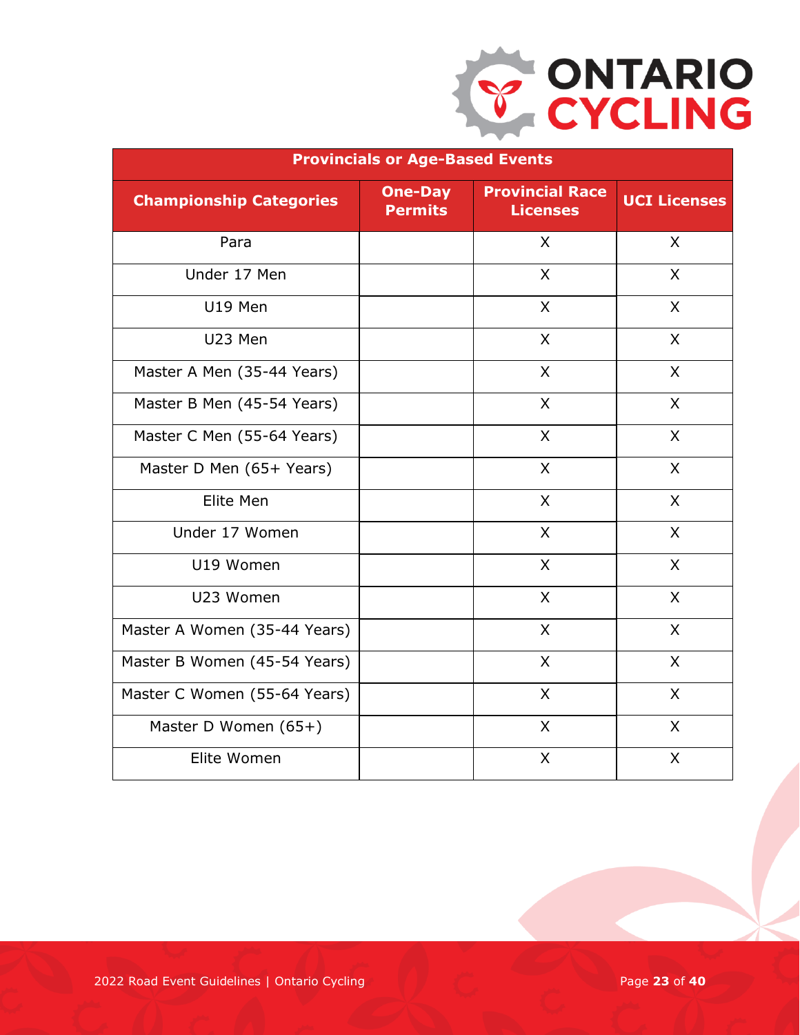| Provincials or Age-Based Events | | | |
|---|---|---|---|
| **Championship Categories** | **One-Day Permits** | **Provincial Race Licenses** | **UCI Licenses** |
| Para | | X | X |
| Under 17 Men | | X | X |
| U19 Men | | X | X |
| U23 Men | | X | X |
| Master A Men (35-44 Years) | | X | X |
| Master B Men (45-54 Years) | | X | X |
| Master C Men (55-64 Years) | | X | X |
| Master D Men (65+ Years) | | X | X |
| Elite Men | | X | X |
| Under 17 Women | | X | X |
| U19 Women | | X | X |
| U23 Women | | X | X |
| Master A Women (35-44 Years) | | X | X |
| Master B Women (45-54 Years) | | X | X |
| Master C Women (55-64 Years) | | X | X |
| Master D Women (65+) | | X | X |
| Elite Women | | X | X |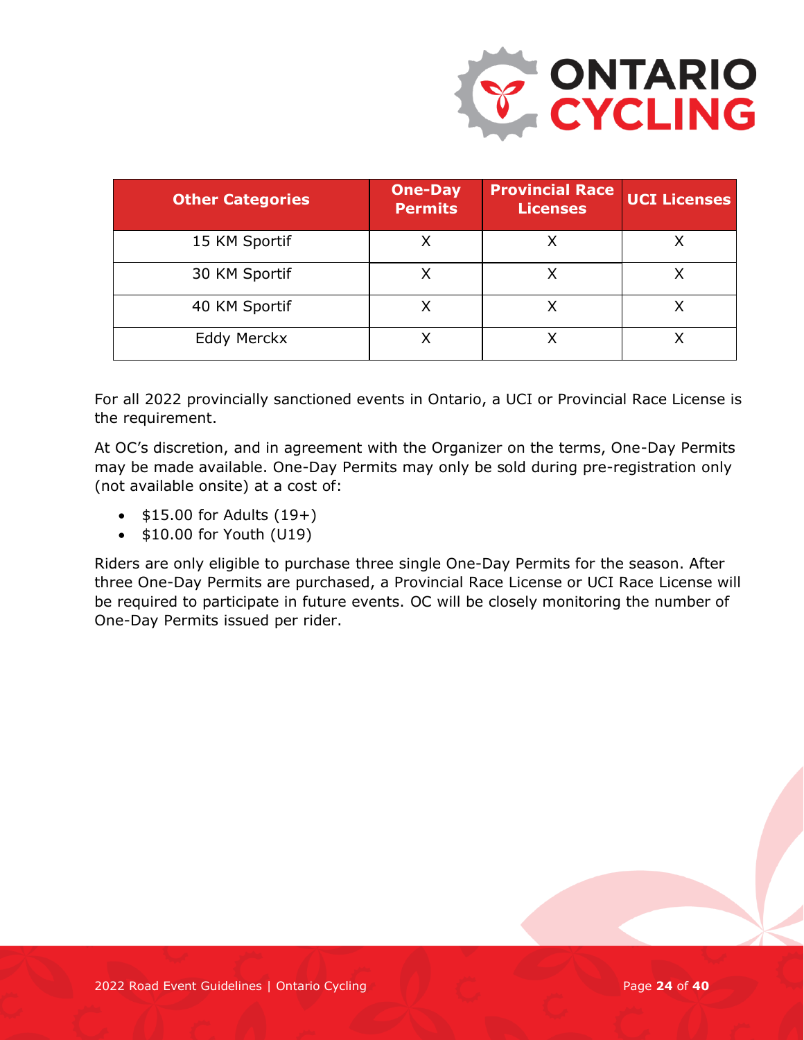| Other Categories | One-Day Permits | Provincial Race Licenses | UCI Licenses |
| --- | --- | --- | --- |
| 15 KM Sportif | X | X | X |
| 30 KM Sportif | X | X | X |
| 40 KM Sportif | X | X | X |
| Eddy Merckx | X | X | X |

For all 2022 provincially sanctioned events in Ontario, a UCI or Provincial Race License is the requirement.

At OC's discretion, and in agreement with the Organizer on the terms, One-Day Permits may be made available. One-Day Permits may only be sold during pre-registration only (not available onsite) at a cost of:

- $15.00 for Adults (19+)
- $10.00 for Youth (U19)

Riders are only eligible to purchase three single One-Day Permits for the season. After three One-Day Permits are purchased, a Provincial Race License or UCI Race License will be required to participate in future events. OC will be closely monitoring the number of One-Day Permits issued per rider.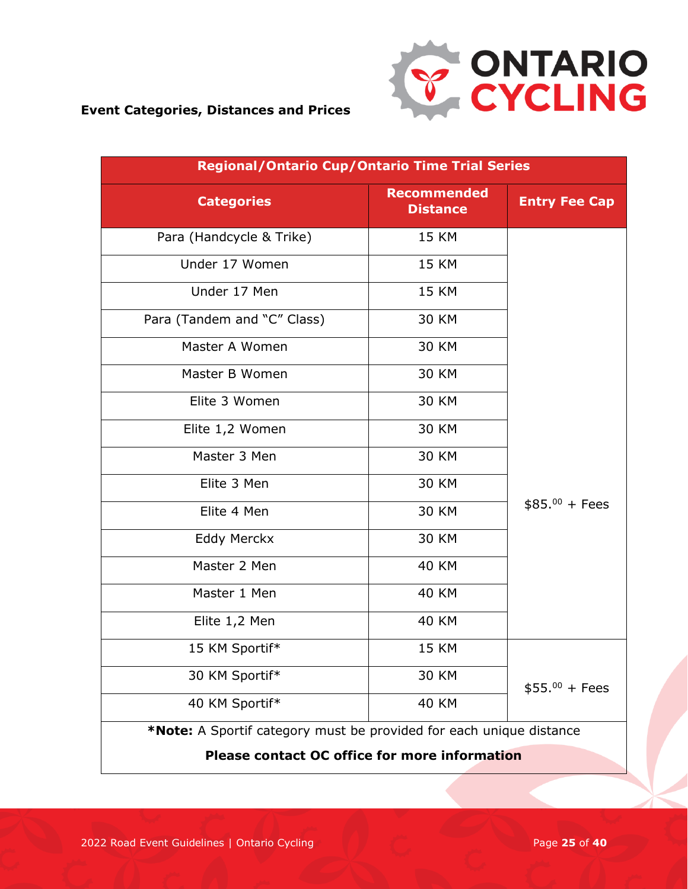**Event Categories, Distances and Prices**

| Regional/Ontario Cup/Ontario Time Trial Series | | |
|---|---|---|
| **Categories** | **Recommended Distance** | **Entry Fee Cap** |
| Para (Handcycle & Trike) | 15 KM | $85.$^{00}$ + Fees |
| Under 17 Women | 15 KM | |
| Under 17 Men | 15 KM | |
| Para (Tandem and "C" Class) | 30 KM | |
| Master A Women | 30 KM | |
| Master B Women | 30 KM | |
| Elite 3 Women | 30 KM | |
| Elite 1,2 Women | 30 KM | |
| Master 3 Men | 30 KM | |
| Elite 3 Men | 30 KM | |
| Elite 4 Men | 30 KM | |
| Eddy Merckx | 30 KM | |
| Master 2 Men | 40 KM | |
| Master 1 Men | 40 KM | |
| Elite 1,2 Men | 40 KM | |
| 15 KM Sportif* | 15 KM | $55.$^{00}$ + Fees |
| 30 KM Sportif* | 30 KM | |
| 40 KM Sportif* | 40 KM | |
| ***Note:** A Sportif category must be provided for each unique distance | | |
| **Please contact OC office for more information** | | |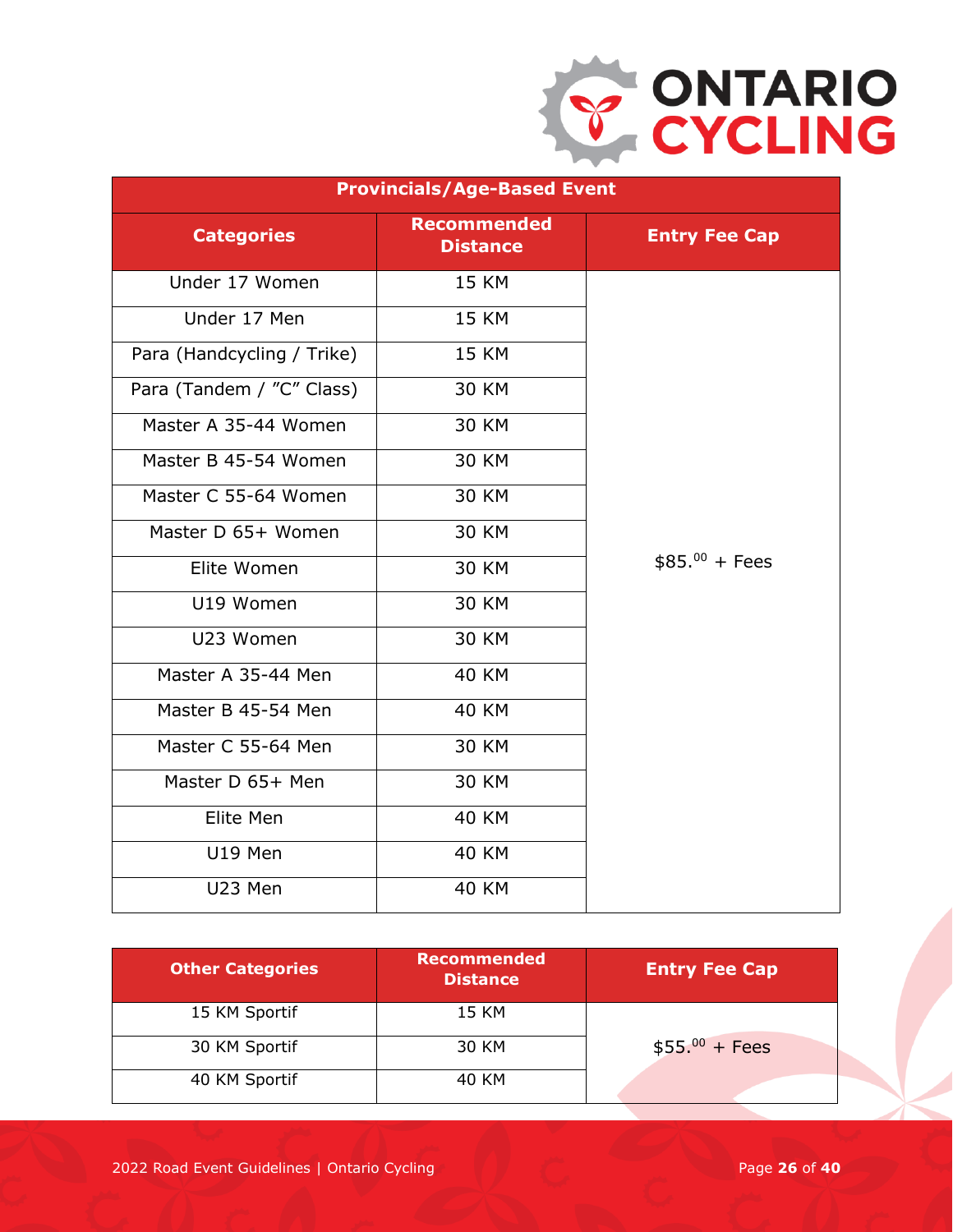| Provincials/Age-Based Event | | |
|---|---|---|
| **Categories** | **Recommended Distance** | **Entry Fee Cap** |
| Under 17 Women | 15 KM | $85.00 + Fees |
| Under 17 Men | 15 KM | |
| Para (Handcycling / Trike) | 15 KM | |
| Para (Tandem / "C" Class) | 30 KM | |
| Master A 35-44 Women | 30 KM | |
| Master B 45-54 Women | 30 KM | |
| Master C 55-64 Women | 30 KM | |
| Master D 65+ Women | 30 KM | |
| Elite Women | 30 KM | |
| U19 Women | 30 KM | |
| U23 Women | 30 KM | |
| Master A 35-44 Men | 40 KM | |
| Master B 45-54 Men | 40 KM | |
| Master C 55-64 Men | 30 KM | |
| Master D 65+ Men | 30 KM | |
| Elite Men | 40 KM | |
| U19 Men | 40 KM | |
| U23 Men | 40 KM | |

| Other Categories | Recommended Distance | Entry Fee Cap |
|---|---|---|
| 15 KM Sportif | 15 KM | $55.00 + Fees |
| 30 KM Sportif | 30 KM | |
| 40 KM Sportif | 40 KM | |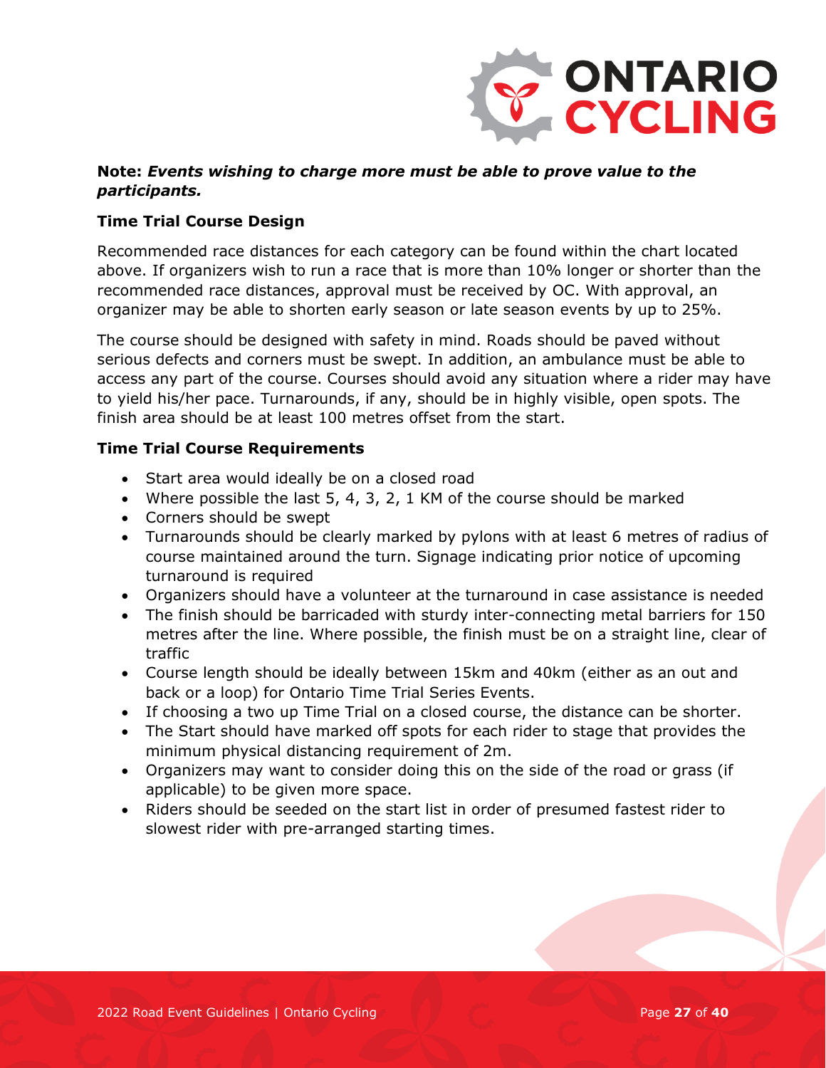**Note:** ***Events wishing to charge more must be able to prove value to the participants.***

**Time Trial Course Design**

Recommended race distances for each category can be found within the chart located above. If organizers wish to run a race that is more than 10% longer or shorter than the recommended race distances, approval must be received by OC. With approval, an organizer may be able to shorten early season or late season events by up to 25%.

The course should be designed with safety in mind. Roads should be paved without serious defects and corners must be swept. In addition, an ambulance must be able to access any part of the course. Courses should avoid any situation where a rider may have to yield his/her pace. Turnarounds, if any, should be in highly visible, open spots. The finish area should be at least 100 metres offset from the start.

**Time Trial Course Requirements**

- Start area would ideally be on a closed road
- Where possible the last 5, 4, 3, 2, 1 KM of the course should be marked
- Corners should be swept
- Turnarounds should be clearly marked by pylons with at least 6 metres of radius of course maintained around the turn. Signage indicating prior notice of upcoming turnaround is required
- Organizers should have a volunteer at the turnaround in case assistance is needed
- The finish should be barricaded with sturdy inter-connecting metal barriers for 150 metres after the line. Where possible, the finish must be on a straight line, clear of traffic
- Course length should be ideally between 15km and 40km (either as an out and back or a loop) for Ontario Time Trial Series Events.
- If choosing a two up Time Trial on a closed course, the distance can be shorter.
- The Start should have marked off spots for each rider to stage that provides the minimum physical distancing requirement of 2m.
- Organizers may want to consider doing this on the side of the road or grass (if applicable) to be given more space.
- Riders should be seeded on the start list in order of presumed fastest rider to slowest rider with pre-arranged starting times.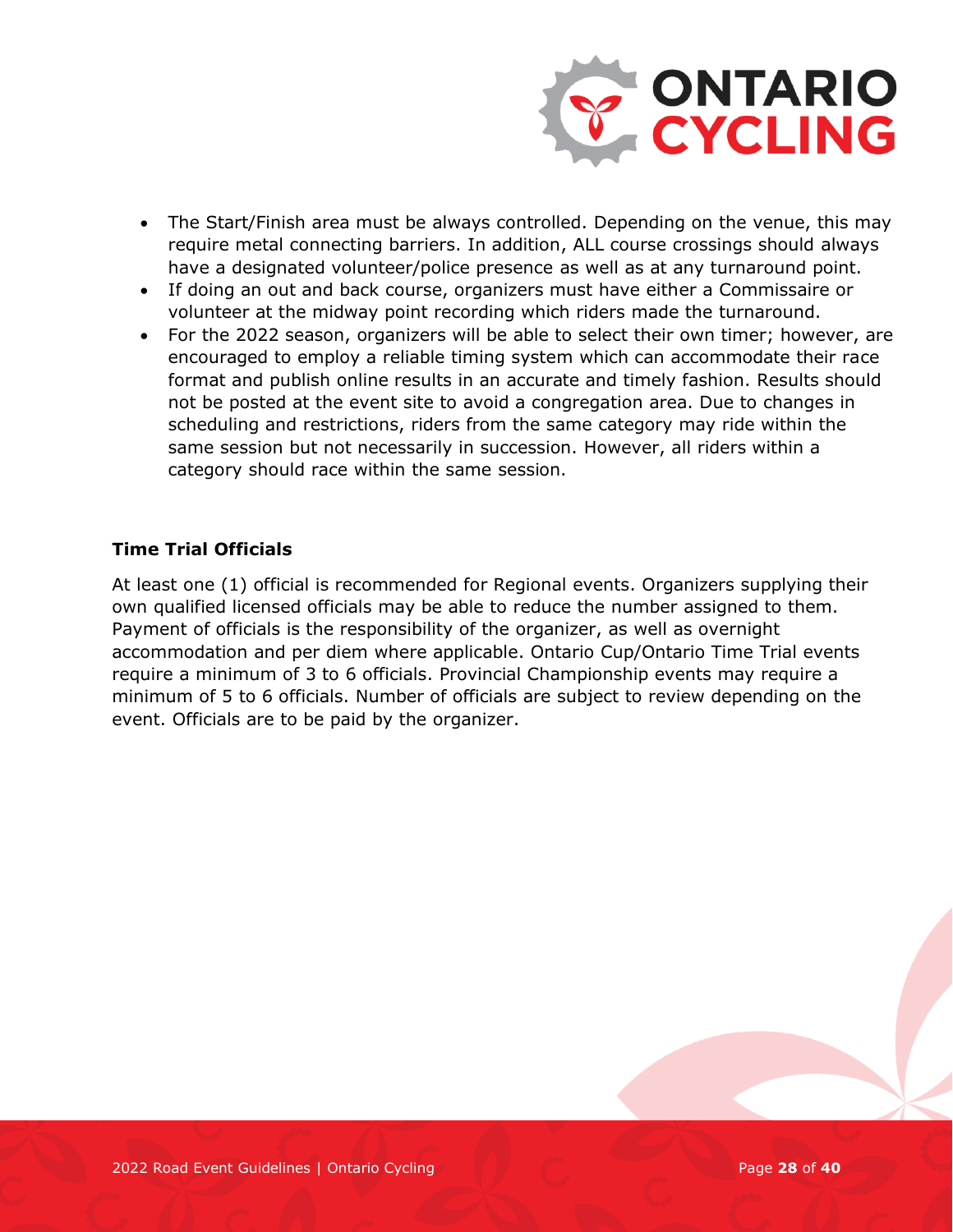- The Start/Finish area must be always controlled. Depending on the venue, this may require metal connecting barriers. In addition, ALL course crossings should always have a designated volunteer/police presence as well as at any turnaround point.
- If doing an out and back course, organizers must have either a Commissaire or volunteer at the midway point recording which riders made the turnaround.
- For the 2022 season, organizers will be able to select their own timer; however, are encouraged to employ a reliable timing system which can accommodate their race format and publish online results in an accurate and timely fashion. Results should not be posted at the event site to avoid a congregation area. Due to changes in scheduling and restrictions, riders from the same category may ride within the same session but not necessarily in succession. However, all riders within a category should race within the same session.

**Time Trial Officials**

At least one (1) official is recommended for Regional events. Organizers supplying their own qualified licensed officials may be able to reduce the number assigned to them. Payment of officials is the responsibility of the organizer, as well as overnight accommodation and per diem where applicable. Ontario Cup/Ontario Time Trial events require a minimum of 3 to 6 officials. Provincial Championship events may require a minimum of 5 to 6 officials. Number of officials are subject to review depending on the event. Officials are to be paid by the organizer.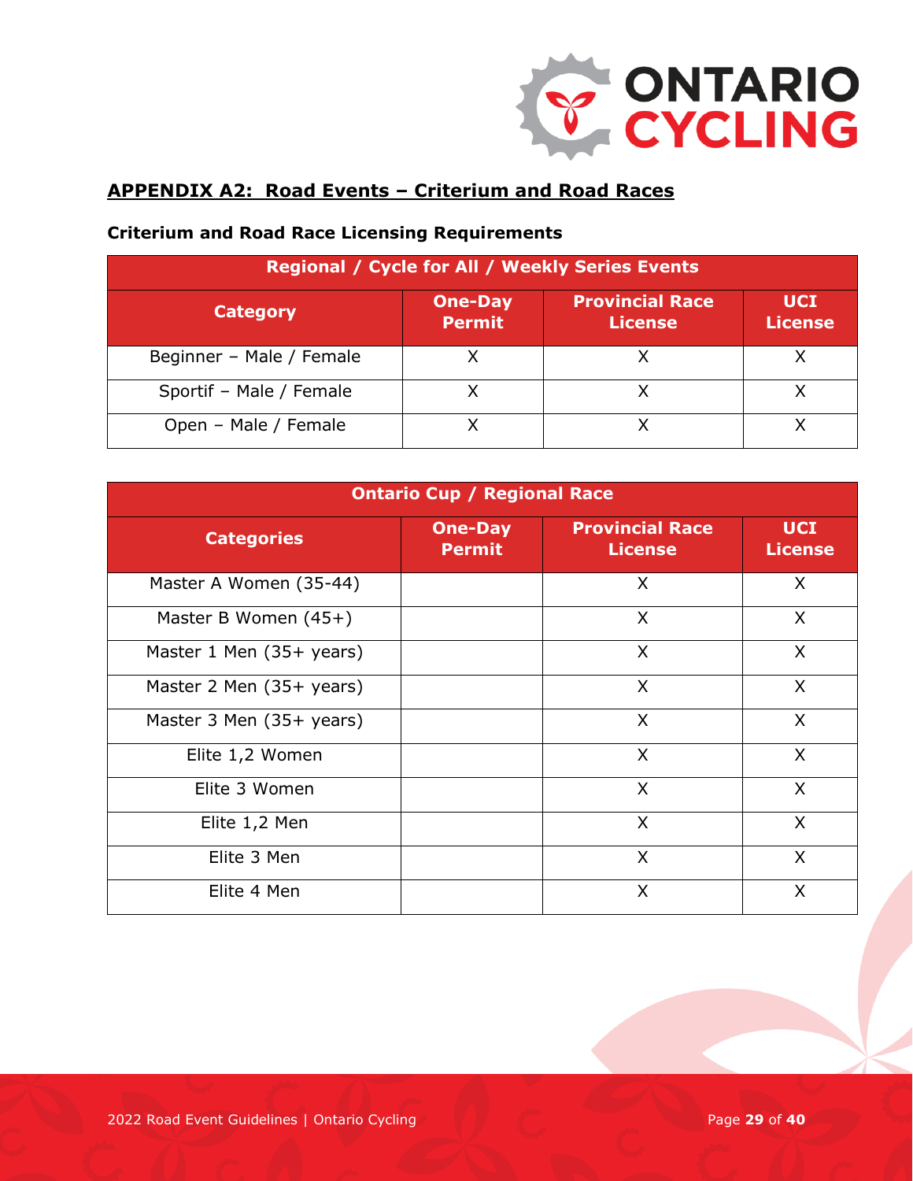## APPENDIX A2: Road Events – Criterium and Road Races

### Criterium and Road Race Licensing Requirements

| Regional / Cycle for All / Weekly Series Events | | | |
|---|---|---|---|
| **Category** | **One-Day Permit** | **Provincial Race License** | **UCI License** |
| Beginner – Male / Female | X | X | X |
| Sportif – Male / Female | X | X | X |
| Open – Male / Female | X | X | X |

| Ontario Cup / Regional Race | | | |
|---|---|---|---|
| **Categories** | **One-Day Permit** | **Provincial Race License** | **UCI License** |
| Master A Women (35-44) | | X | X |
| Master B Women (45+) | | X | X |
| Master 1 Men (35+ years) | | X | X |
| Master 2 Men (35+ years) | | X | X |
| Master 3 Men (35+ years) | | X | X |
| Elite 1,2 Women | | X | X |
| Elite 3 Women | | X | X |
| Elite 1,2 Men | | X | X |
| Elite 3 Men | | X | X |
| Elite 4 Men | | X | X |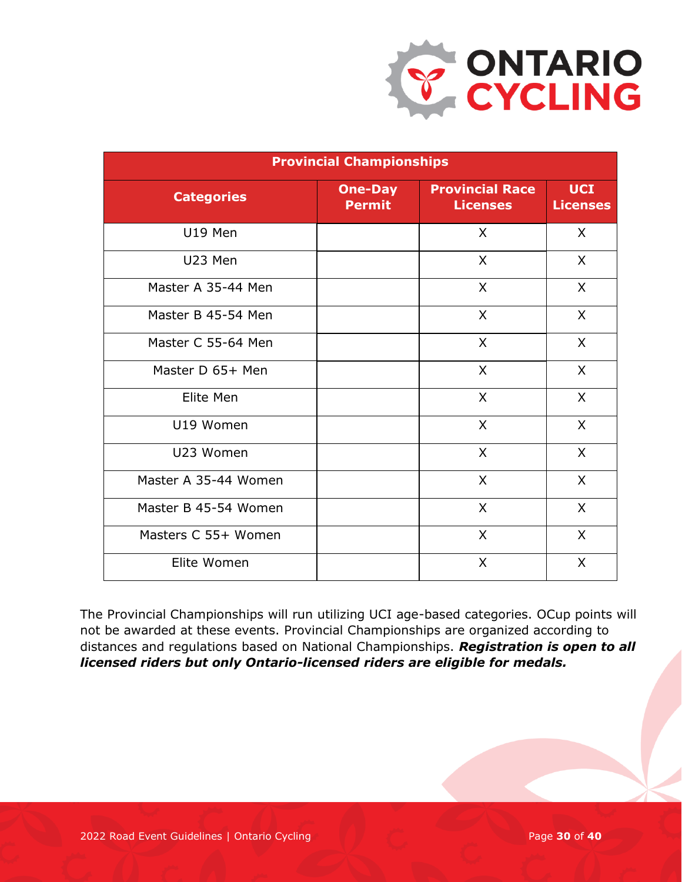| Provincial Championships | | | |
|---|---|---|---|
| **Categories** | **One-Day Permit** | **Provincial Race Licenses** | **UCI Licenses** |
| U19 Men | | X | X |
| U23 Men | | X | X |
| Master A 35-44 Men | | X | X |
| Master B 45-54 Men | | X | X |
| Master C 55-64 Men | | X | X |
| Master D 65+ Men | | X | X |
| Elite Men | | X | X |
| U19 Women | | X | X |
| U23 Women | | X | X |
| Master A 35-44 Women | | X | X |
| Master B 45-54 Women | | X | X |
| Masters C 55+ Women | | X | X |
| Elite Women | | X | X |

The Provincial Championships will run utilizing UCI age-based categories. OCup points will not be awarded at these events. Provincial Championships are organized according to distances and regulations based on National Championships. ***Registration is open to all licensed riders but only Ontario-licensed riders are eligible for medals.***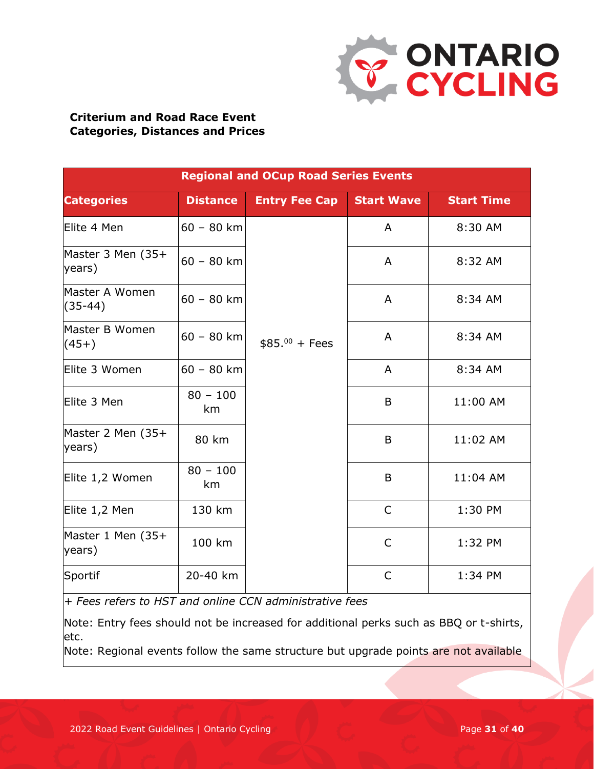**Criterium and Road Race Event Categories, Distances and Prices**

| Regional and OCup Road Series Events | | | | |
|---|---|---|---|---|
| **Categories** | **Distance** | **Entry Fee Cap** | **Start Wave** | **Start Time** |
| Elite 4 Men | 60 – 80 km | $85.^{00} + Fees | A | 8:30 AM |
| Master 3 Men (35+ years) | 60 – 80 km | | A | 8:32 AM |
| Master A Women (35-44) | 60 – 80 km | | A | 8:34 AM |
| Master B Women (45+) | 60 – 80 km | | A | 8:34 AM |
| Elite 3 Women | 60 – 80 km | | A | 8:34 AM |
| Elite 3 Men | 80 – 100 km | | B | 11:00 AM |
| Master 2 Men (35+ years) | 80 km | | B | 11:02 AM |
| Elite 1,2 Women | 80 – 100 km | | B | 11:04 AM |
| Elite 1,2 Men | 130 km | | C | 1:30 PM |
| Master 1 Men (35+ years) | 100 km | | C | 1:32 PM |
| Sportif | 20-40 km | | C | 1:34 PM |

*+ Fees refers to HST and online CCN administrative fees*

Note: Entry fees should not be increased for additional perks such as BBQ or t-shirts, etc.

Note: Regional events follow the same structure but upgrade points are not available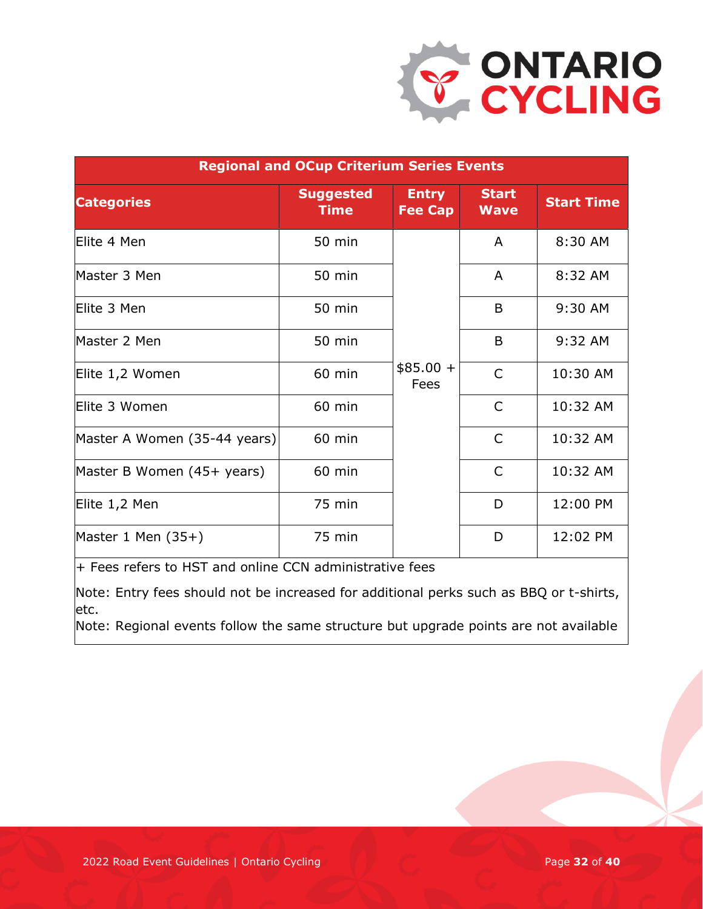| Regional and OCup Criterium Series Events | | | | |
|---|---|---|---|---|
| **Categories** | **Suggested Time** | **Entry Fee Cap** | **Start Wave** | **Start Time** |
| Elite 4 Men | 50 min | $85.00 + Fees | A | 8:30 AM |
| Master 3 Men | 50 min | | A | 8:32 AM |
| Elite 3 Men | 50 min | | B | 9:30 AM |
| Master 2 Men | 50 min | | B | 9:32 AM |
| Elite 1,2 Women | 60 min | | C | 10:30 AM |
| Elite 3 Women | 60 min | | C | 10:32 AM |
| Master A Women (35-44 years) | 60 min | | C | 10:32 AM |
| Master B Women (45+ years) | 60 min | | C | 10:32 AM |
| Elite 1,2 Men | 75 min | | D | 12:00 PM |
| Master 1 Men (35+) | 75 min | | D | 12:02 PM |

+ Fees refers to HST and online CCN administrative fees

Note: Entry fees should not be increased for additional perks such as BBQ or t-shirts, etc.
Note: Regional events follow the same structure but upgrade points are not available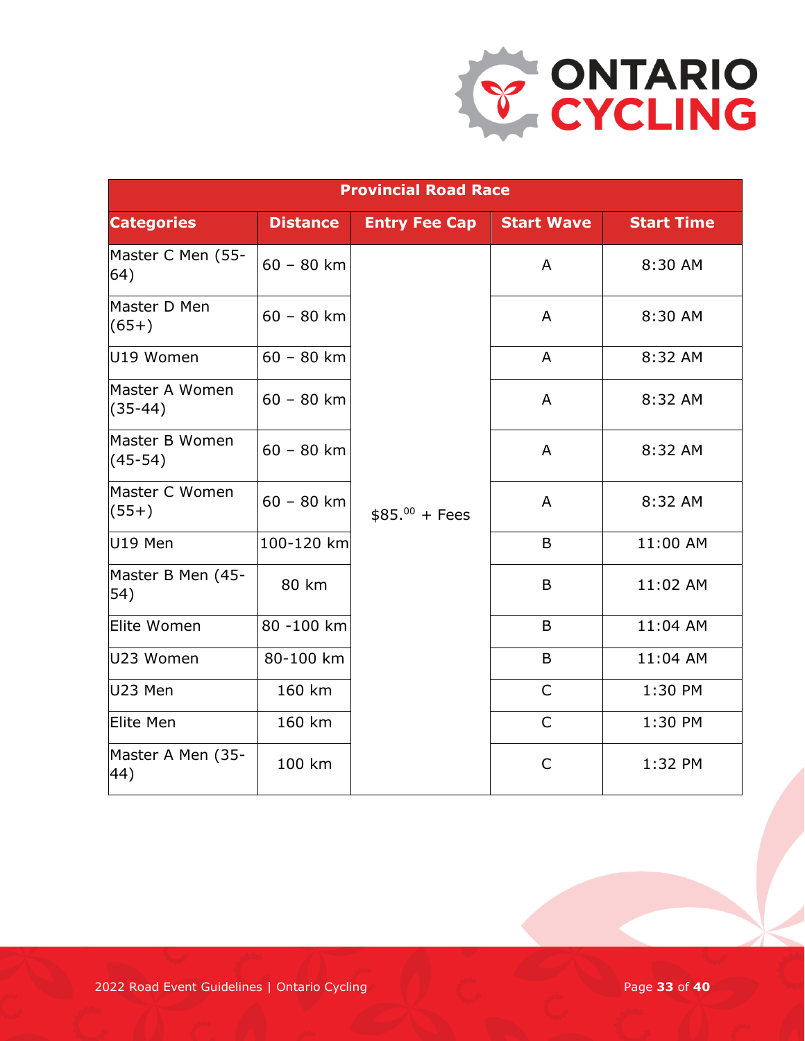| Provincial Road Race | | | | |
|---|---|---|---|---|
| **Categories** | **Distance** | **Entry Fee Cap** | **Start Wave** | **Start Time** |
| Master C Men (55-64) | 60 – 80 km | $85.00 + Fees | A | 8:30 AM |
| Master D Men (65+) | 60 – 80 km | | A | 8:30 AM |
| U19 Women | 60 – 80 km | | A | 8:32 AM |
| Master A Women (35-44) | 60 – 80 km | | A | 8:32 AM |
| Master B Women (45-54) | 60 – 80 km | | A | 8:32 AM |
| Master C Women (55+) | 60 – 80 km | | A | 8:32 AM |
| U19 Men | 100-120 km | | B | 11:00 AM |
| Master B Men (45-54) | 80 km | | B | 11:02 AM |
| Elite Women | 80 -100 km | | B | 11:04 AM |
| U23 Women | 80-100 km | | B | 11:04 AM |
| U23 Men | 160 km | | C | 1:30 PM |
| Elite Men | 160 km | | C | 1:30 PM |
| Master A Men (35-44) | 100 km | | C | 1:32 PM |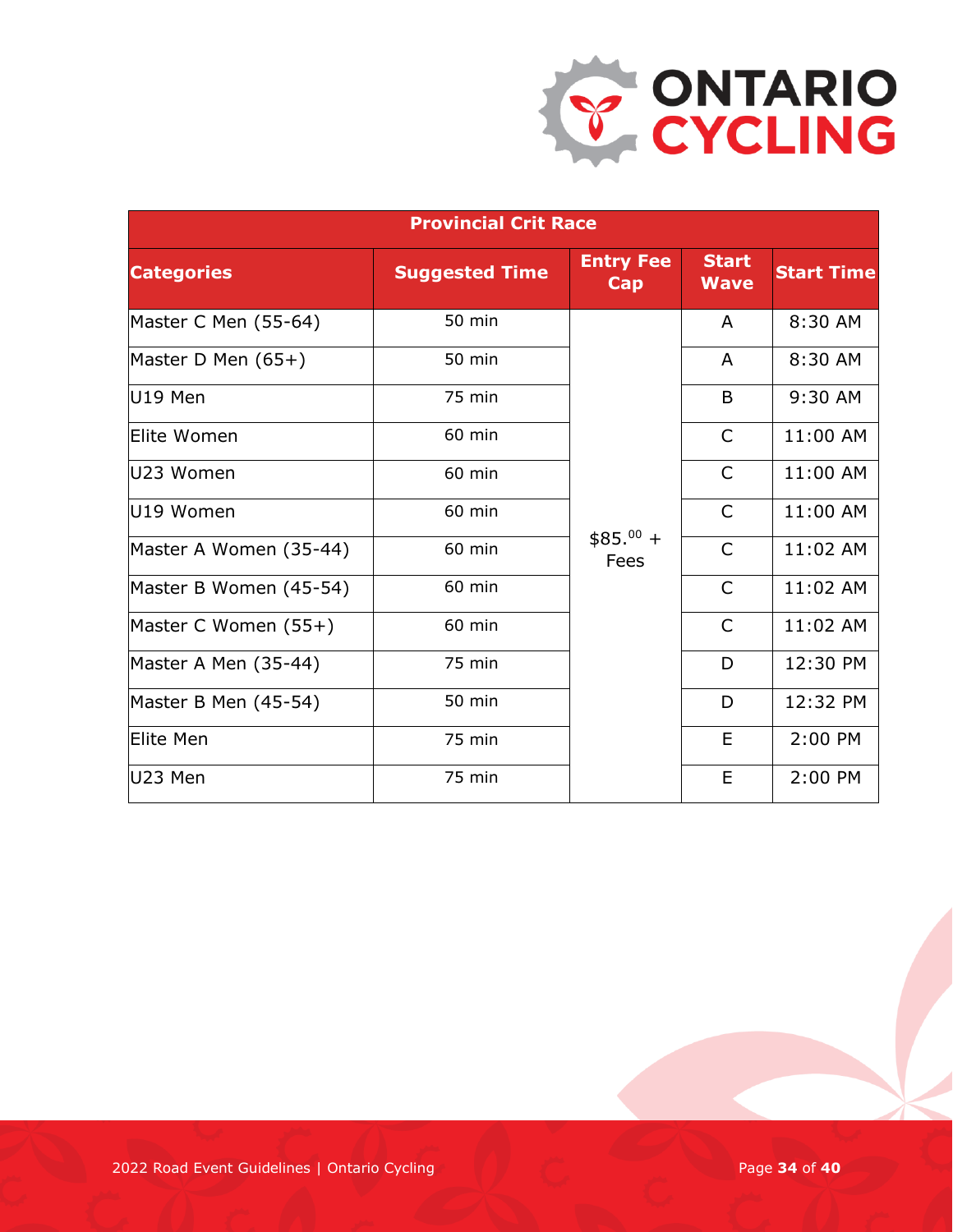| Provincial Crit Race | | | | |
|---|---|---|---|---|
| **Categories** | **Suggested Time** | **Entry Fee Cap** | **Start Wave** | **Start Time** |
| Master C Men (55-64) | 50 min | $85.00 + Fees | A | 8:30 AM |
| Master D Men (65+) | 50 min | | A | 8:30 AM |
| U19 Men | 75 min | | B | 9:30 AM |
| Elite Women | 60 min | | C | 11:00 AM |
| U23 Women | 60 min | | C | 11:00 AM |
| U19 Women | 60 min | | C | 11:00 AM |
| Master A Women (35-44) | 60 min | | C | 11:02 AM |
| Master B Women (45-54) | 60 min | | C | 11:02 AM |
| Master C Women (55+) | 60 min | | C | 11:02 AM |
| Master A Men (35-44) | 75 min | | D | 12:30 PM |
| Master B Men (45-54) | 50 min | | D | 12:32 PM |
| Elite Men | 75 min | | E | 2:00 PM |
| U23 Men | 75 min | | E | 2:00 PM |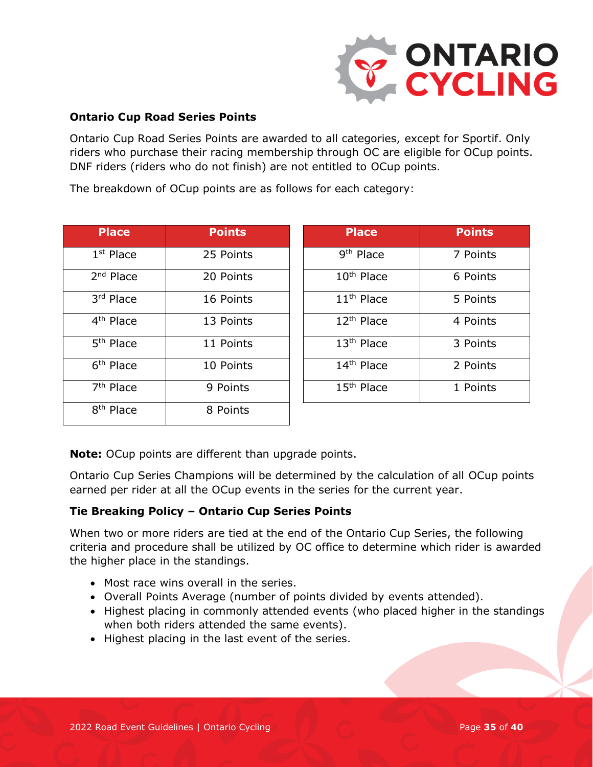### Ontario Cup Road Series Points

Ontario Cup Road Series Points are awarded to all categories, except for Sportif. Only riders who purchase their racing membership through OC are eligible for OCup points. DNF riders (riders who do not finish) are not entitled to OCup points.

The breakdown of OCup points are as follows for each category:

| Place | Points |
|---|---|
| 1st Place | 25 Points |
| 2nd Place | 20 Points |
| 3rd Place | 16 Points |
| 4th Place | 13 Points |
| 5th Place | 11 Points |
| 6th Place | 10 Points |
| 7th Place | 9 Points |
| 8th Place | 8 Points |

| Place | Points |
|---|---|
| 9th Place | 7 Points |
| 10th Place | 6 Points |
| 11th Place | 5 Points |
| 12th Place | 4 Points |
| 13th Place | 3 Points |
| 14th Place | 2 Points |
| 15th Place | 1 Points |

**Note:** OCup points are different than upgrade points.

Ontario Cup Series Champions will be determined by the calculation of all OCup points earned per rider at all the OCup events in the series for the current year.

### Tie Breaking Policy – Ontario Cup Series Points

When two or more riders are tied at the end of the Ontario Cup Series, the following criteria and procedure shall be utilized by OC office to determine which rider is awarded the higher place in the standings.

- Most race wins overall in the series.
- Overall Points Average (number of points divided by events attended).
- Highest placing in commonly attended events (who placed higher in the standings when both riders attended the same events).
- Highest placing in the last event of the series.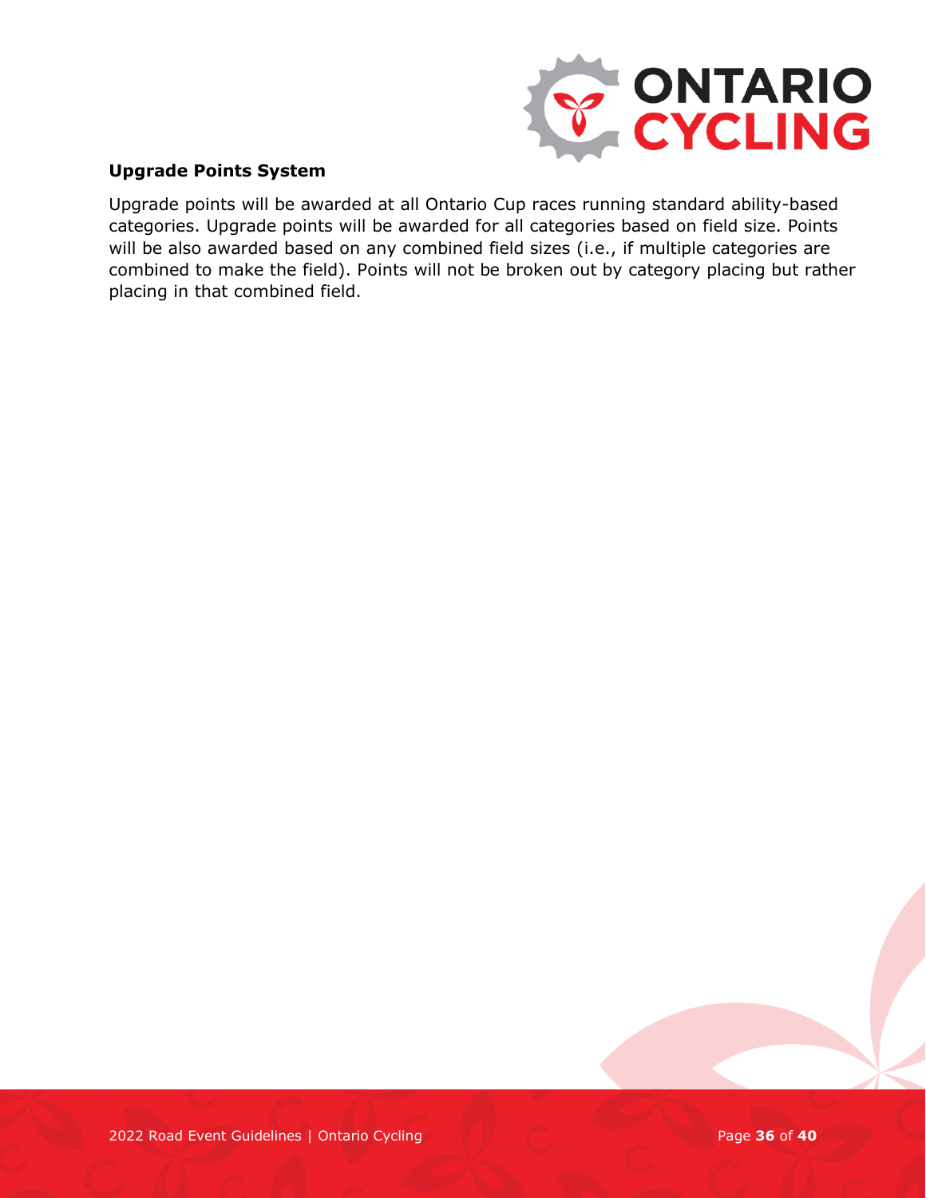**Upgrade Points System**

Upgrade points will be awarded at all Ontario Cup races running standard ability-based categories. Upgrade points will be awarded for all categories based on field size. Points will be also awarded based on any combined field sizes (i.e., if multiple categories are combined to make the field). Points will not be broken out by category placing but rather placing in that combined field.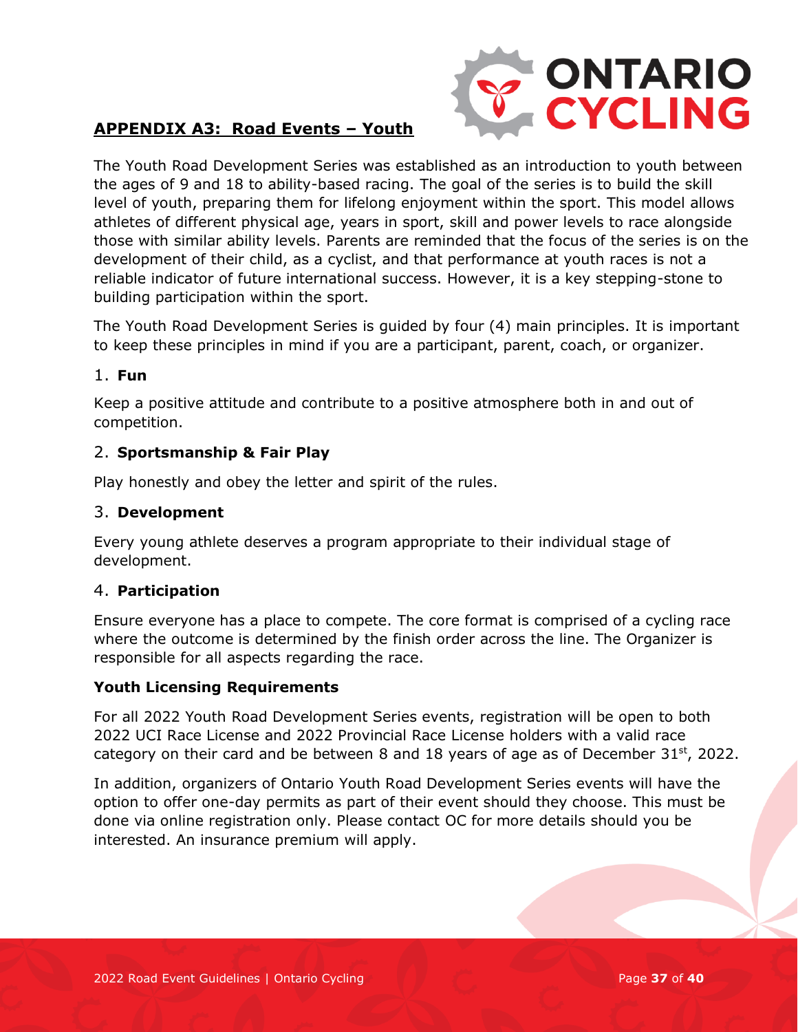## APPENDIX A3: Road Events – Youth

The Youth Road Development Series was established as an introduction to youth between the ages of 9 and 18 to ability-based racing. The goal of the series is to build the skill level of youth, preparing them for lifelong enjoyment within the sport. This model allows athletes of different physical age, years in sport, skill and power levels to race alongside those with similar ability levels. Parents are reminded that the focus of the series is on the development of their child, as a cyclist, and that performance at youth races is not a reliable indicator of future international success. However, it is a key stepping-stone to building participation within the sport.

The Youth Road Development Series is guided by four (4) main principles. It is important to keep these principles in mind if you are a participant, parent, coach, or organizer.

### 1. Fun

Keep a positive attitude and contribute to a positive atmosphere both in and out of competition.

### 2. Sportsmanship & Fair Play

Play honestly and obey the letter and spirit of the rules.

### 3. Development

Every young athlete deserves a program appropriate to their individual stage of development.

### 4. Participation

Ensure everyone has a place to compete. The core format is comprised of a cycling race where the outcome is determined by the finish order across the line. The Organizer is responsible for all aspects regarding the race.

**Youth Licensing Requirements**

For all 2022 Youth Road Development Series events, registration will be open to both 2022 UCI Race License and 2022 Provincial Race License holders with a valid race category on their card and be between 8 and 18 years of age as of December 31st, 2022.

In addition, organizers of Ontario Youth Road Development Series events will have the option to offer one-day permits as part of their event should they choose. This must be done via online registration only. Please contact OC for more details should you be interested. An insurance premium will apply.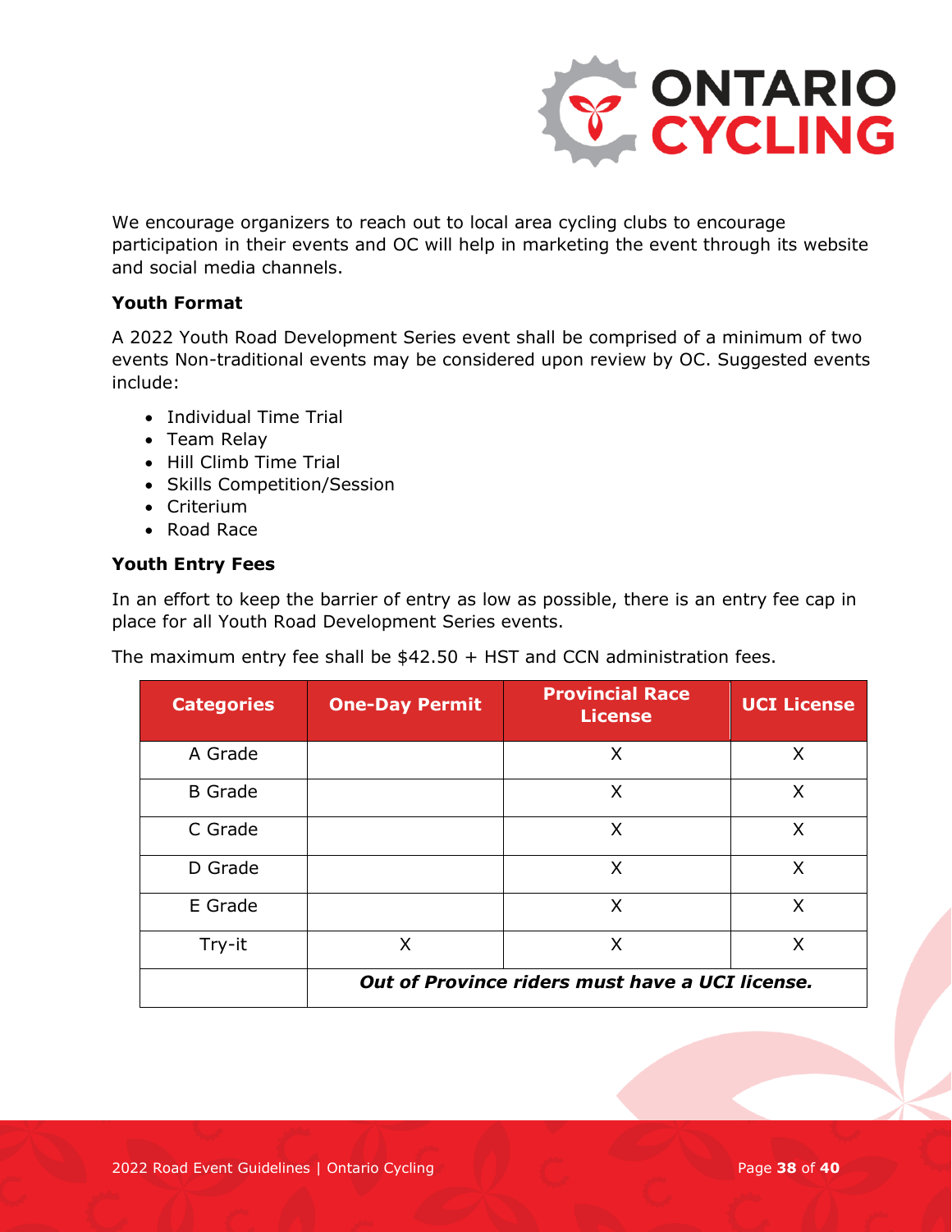We encourage organizers to reach out to local area cycling clubs to encourage participation in their events and OC will help in marketing the event through its website and social media channels.

**Youth Format**

A 2022 Youth Road Development Series event shall be comprised of a minimum of two events Non-traditional events may be considered upon review by OC. Suggested events include:

- Individual Time Trial
- Team Relay
- Hill Climb Time Trial
- Skills Competition/Session
- Criterium
- Road Race

**Youth Entry Fees**

In an effort to keep the barrier of entry as low as possible, there is an entry fee cap in place for all Youth Road Development Series events.

The maximum entry fee shall be $42.50 + HST and CCN administration fees.

| Categories | One-Day Permit | Provincial Race License | UCI License |
|---|---|---|---|
| A Grade | | X | X |
| B Grade | | X | X |
| C Grade | | X | X |
| D Grade | | X | X |
| E Grade | | X | X |
| Try-it | X | X | X |
| | ***Out of Province riders must have a UCI license.*** | | |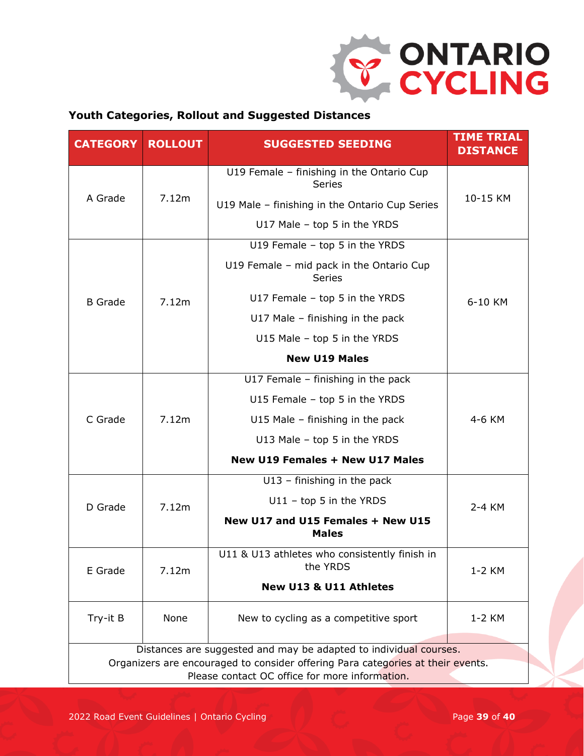**Youth Categories, Rollout and Suggested Distances**

| CATEGORY | ROLLOUT | SUGGESTED SEEDING | TIME TRIAL DISTANCE |
|---|---|---|---|
| A Grade | 7.12m | U19 Female – finishing in the Ontario Cup Series<br>U19 Male – finishing in the Ontario Cup Series<br>U17 Male – top 5 in the YRDS | 10-15 KM |
| B Grade | 7.12m | U19 Female – top 5 in the YRDS<br>U19 Female – mid pack in the Ontario Cup Series<br>U17 Female – top 5 in the YRDS<br>U17 Male – finishing in the pack<br>U15 Male – top 5 in the YRDS<br>**New U19 Males** | 6-10 KM |
| C Grade | 7.12m | U17 Female – finishing in the pack<br>U15 Female – top 5 in the YRDS<br>U15 Male – finishing in the pack<br>U13 Male – top 5 in the YRDS<br>**New U19 Females + New U17 Males** | 4-6 KM |
| D Grade | 7.12m | U13 – finishing in the pack<br>U11 – top 5 in the YRDS<br>**New U17 and U15 Females + New U15 Males** | 2-4 KM |
| E Grade | 7.12m | U11 & U13 athletes who consistently finish in the YRDS<br>**New U13 & U11 Athletes** | 1-2 KM |
| Try-it B | None | New to cycling as a competitive sport | 1-2 KM |

Distances are suggested and may be adapted to individual courses.
Organizers are encouraged to consider offering Para categories at their events.
Please contact OC office for more information.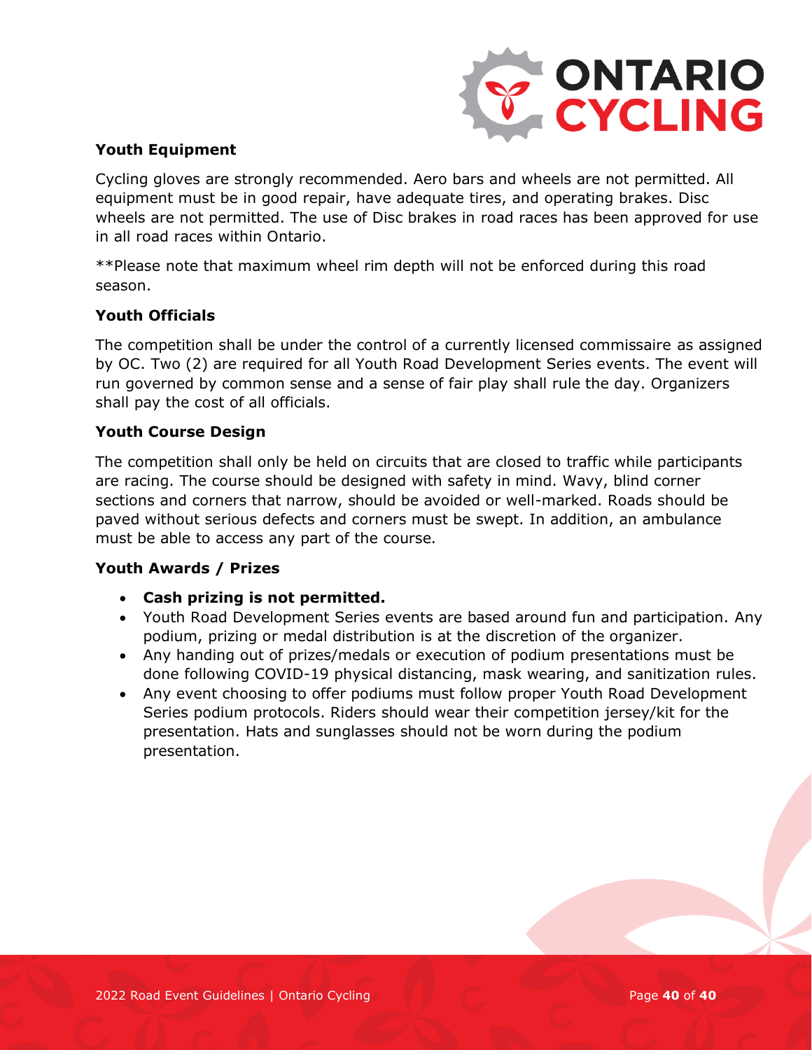### Youth Equipment

Cycling gloves are strongly recommended. Aero bars and wheels are not permitted. All equipment must be in good repair, have adequate tires, and operating brakes. Disc wheels are not permitted. The use of Disc brakes in road races has been approved for use in all road races within Ontario.

**Please note that maximum wheel rim depth will not be enforced during this road season.

### Youth Officials

The competition shall be under the control of a currently licensed commissaire as assigned by OC. Two (2) are required for all Youth Road Development Series events. The event will run governed by common sense and a sense of fair play shall rule the day. Organizers shall pay the cost of all officials.

### Youth Course Design

The competition shall only be held on circuits that are closed to traffic while participants are racing. The course should be designed with safety in mind. Wavy, blind corner sections and corners that narrow, should be avoided or well-marked. Roads should be paved without serious defects and corners must be swept. In addition, an ambulance must be able to access any part of the course.

### Youth Awards / Prizes

- **Cash prizing is not permitted.**
- Youth Road Development Series events are based around fun and participation. Any podium, prizing or medal distribution is at the discretion of the organizer.
- Any handing out of prizes/medals or execution of podium presentations must be done following COVID-19 physical distancing, mask wearing, and sanitization rules.
- Any event choosing to offer podiums must follow proper Youth Road Development Series podium protocols. Riders should wear their competition jersey/kit for the presentation. Hats and sunglasses should not be worn during the podium presentation.